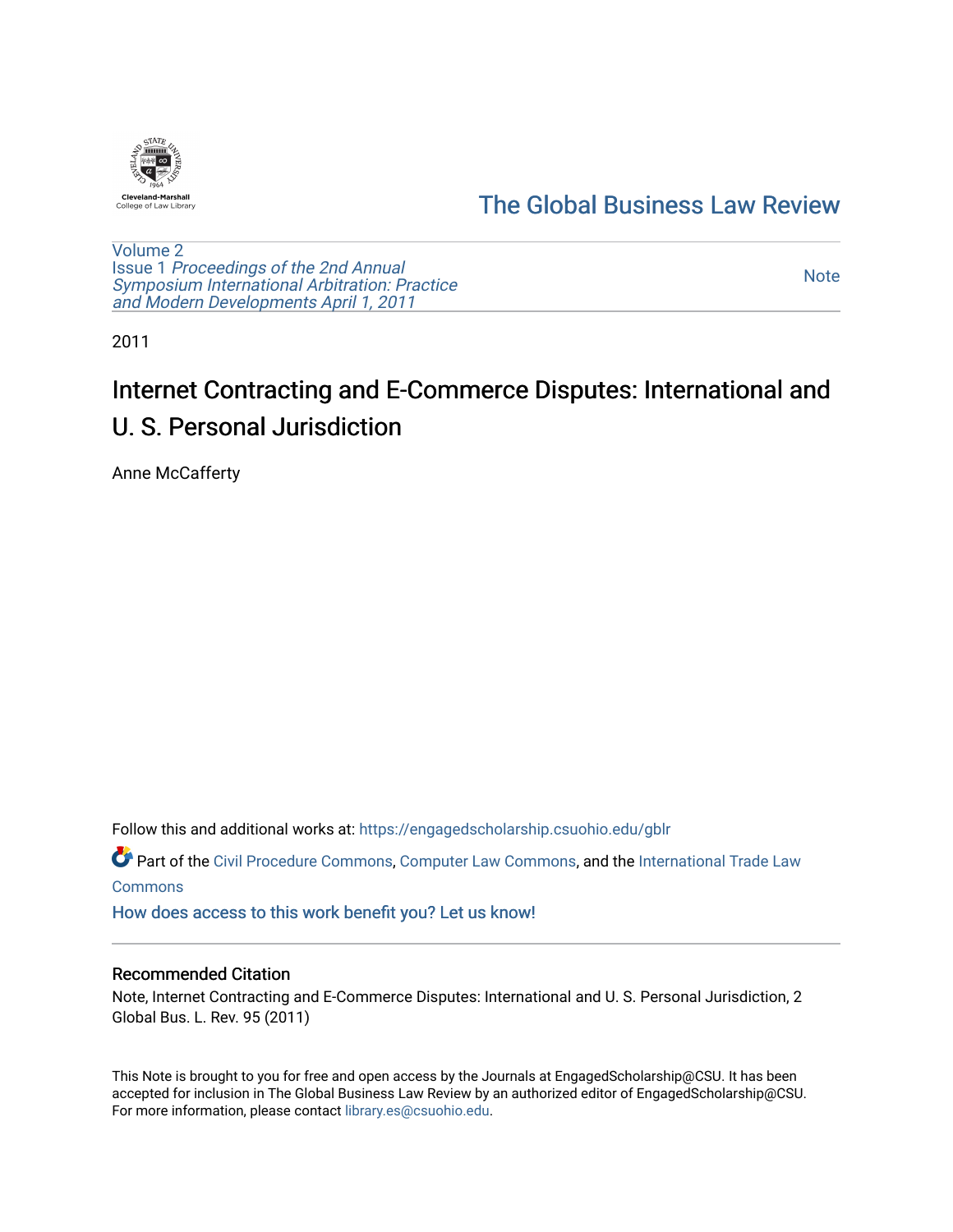The Global Business Law Review

Volume 2
Issue 1 *Proceedings of the 2nd Annual Symposium International Arbitration: Practice and Modern Developments April 1, 2011*

Note

2011

# Internet Contracting and E-Commerce Disputes: International and U. S. Personal Jurisdiction

Anne McCafferty

Follow this and additional works at: https://engagedscholarship.csuohio.edu/gblr

Part of the Civil Procedure Commons, Computer Law Commons, and the International Trade Law Commons

How does access to this work benefit you? Let us know!

## Recommended Citation

Note, Internet Contracting and E-Commerce Disputes: International and U. S. Personal Jurisdiction, 2 Global Bus. L. Rev. 95 (2011)

This Note is brought to you for free and open access by the Journals at EngagedScholarship@CSU. It has been accepted for inclusion in The Global Business Law Review by an authorized editor of EngagedScholarship@CSU. For more information, please contact library.es@csuohio.edu.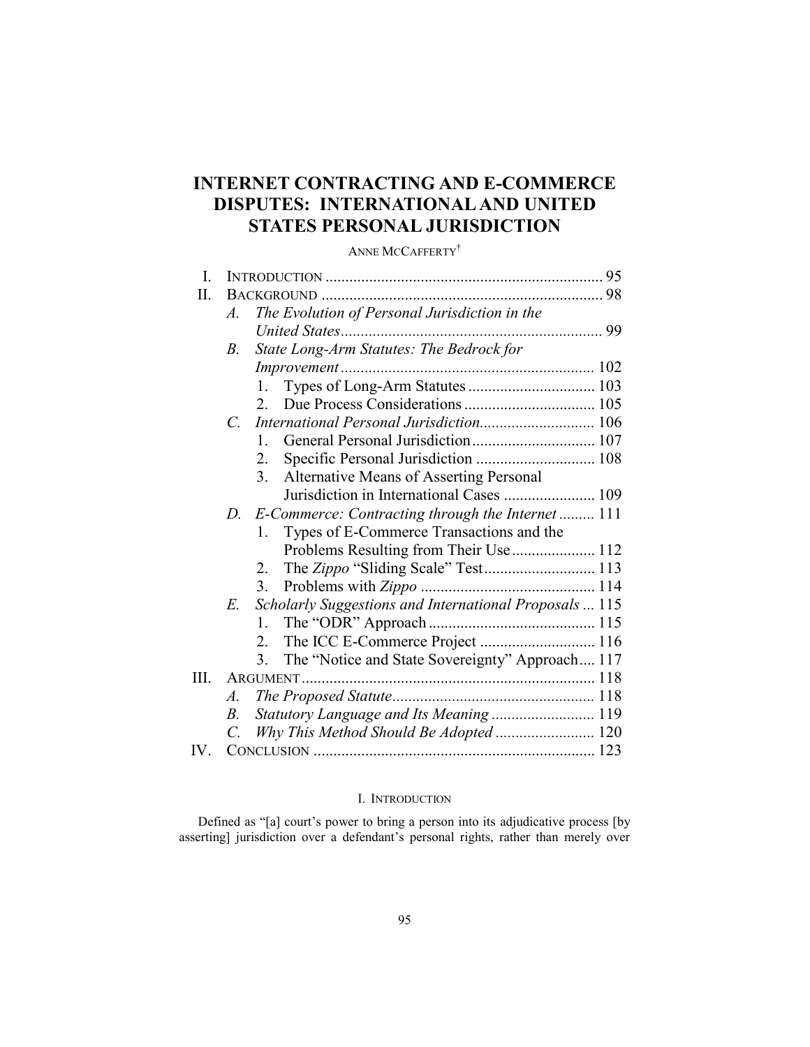# INTERNET CONTRACTING AND E-COMMERCE DISPUTES: INTERNATIONAL AND UNITED STATES PERSONAL JURISDICTION

ANNE MCCAFFERTY[†]

I. INTRODUCTION ...................................................................... 95
II. BACKGROUND ....................................................................... 98
  A. *The Evolution of Personal Jurisdiction in the United States* .................................................................. 99
  B. *State Long-Arm Statutes: The Bedrock for Improvement* ................................................................ 102
    1. Types of Long-Arm Statutes ................................ 103
    2. Due Process Considerations ................................. 105
  C. *International Personal Jurisdiction* ............................. 106
    1. General Personal Jurisdiction ............................... 107
    2. Specific Personal Jurisdiction .............................. 108
    3. Alternative Means of Asserting Personal Jurisdiction in International Cases ....................... 109
  D. *E-Commerce: Contracting through the Internet* ......... 111
    1. Types of E-Commerce Transactions and the Problems Resulting from Their Use ..................... 112
    2. The *Zippo* "Sliding Scale" Test ............................ 113
    3. Problems with *Zippo* ............................................ 114
  E. *Scholarly Suggestions and International Proposals* ... 115
    1. The "ODR" Approach .......................................... 115
    2. The ICC E-Commerce Project ............................. 116
    3. The "Notice and State Sovereignty" Approach.... 117
III. ARGUMENT .......................................................................... 118
  A. *The Proposed Statute* ................................................... 118
  B. *Statutory Language and Its Meaning* .......................... 119
  C. *Why This Method Should Be Adopted* ......................... 120
IV. CONCLUSION ...................................................................... 123

## I. INTRODUCTION

Defined as "[a] court's power to bring a person into its adjudicative process [by asserting] jurisdiction over a defendant's personal rights, rather than merely over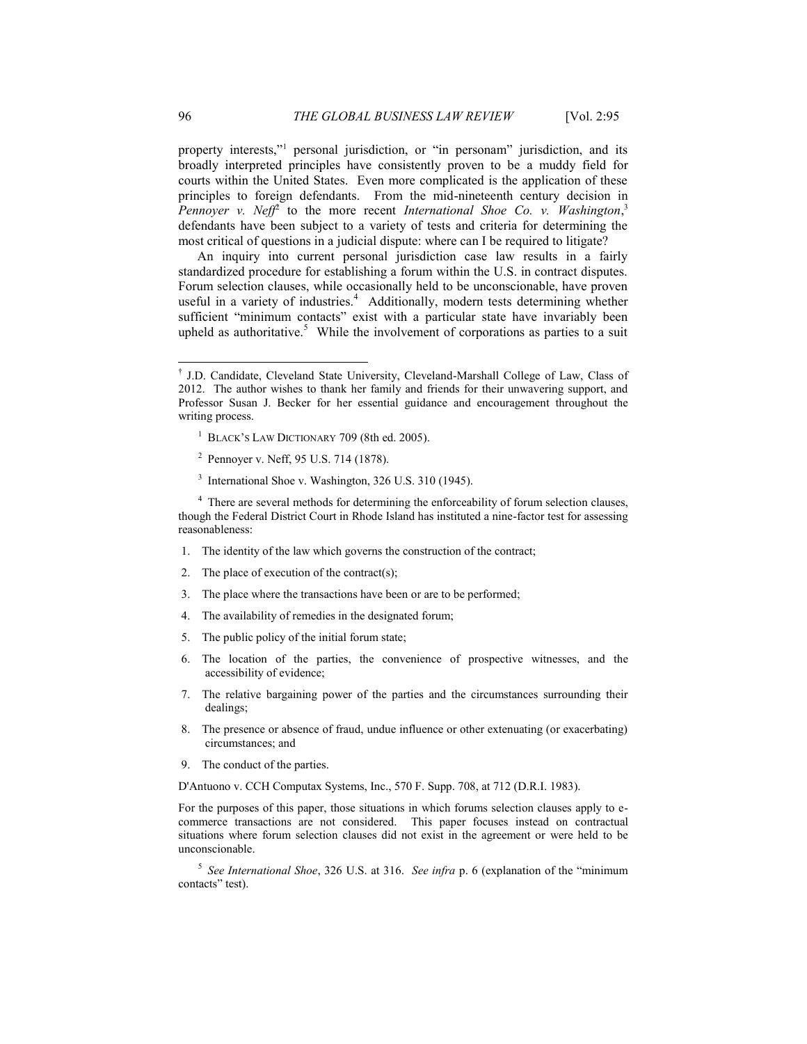property interests,"[1] personal jurisdiction, or "in personam" jurisdiction, and its broadly interpreted principles have consistently proven to be a muddy field for courts within the United States. Even more complicated is the application of these principles to foreign defendants. From the mid-nineteenth century decision in *Pennoyer v. Neff*[2] to the more recent *International Shoe Co. v. Washington*,[3] defendants have been subject to a variety of tests and criteria for determining the most critical of questions in a judicial dispute: where can I be required to litigate?

An inquiry into current personal jurisdiction case law results in a fairly standardized procedure for establishing a forum within the U.S. in contract disputes. Forum selection clauses, while occasionally held to be unconscionable, have proven useful in a variety of industries.[4] Additionally, modern tests determining whether sufficient "minimum contacts" exist with a particular state have invariably been upheld as authoritative.[5] While the involvement of corporations as parties to a suit

---

† J.D. Candidate, Cleveland State University, Cleveland-Marshall College of Law, Class of 2012. The author wishes to thank her family and friends for their unwavering support, and Professor Susan J. Becker for her essential guidance and encouragement throughout the writing process.

[1] BLACK'S LAW DICTIONARY 709 (8th ed. 2005).

[2] Pennoyer v. Neff, 95 U.S. 714 (1878).

[3] International Shoe v. Washington, 326 U.S. 310 (1945).

[4] There are several methods for determining the enforceability of forum selection clauses, though the Federal District Court in Rhode Island has instituted a nine-factor test for assessing reasonableness:

1. The identity of the law which governs the construction of the contract;
2. The place of execution of the contract(s);
3. The place where the transactions have been or are to be performed;
4. The availability of remedies in the designated forum;
5. The public policy of the initial forum state;
6. The location of the parties, the convenience of prospective witnesses, and the accessibility of evidence;
7. The relative bargaining power of the parties and the circumstances surrounding their dealings;
8. The presence or absence of fraud, undue influence or other extenuating (or exacerbating) circumstances; and
9. The conduct of the parties.

D'Antuono v. CCH Computax Systems, Inc., 570 F. Supp. 708, at 712 (D.R.I. 1983).

For the purposes of this paper, those situations in which forums selection clauses apply to e-commerce transactions are not considered. This paper focuses instead on contractual situations where forum selection clauses did not exist in the agreement or were held to be unconscionable.

[5] *See International Shoe*, 326 U.S. at 316. *See infra* p. 6 (explanation of the "minimum contacts" test).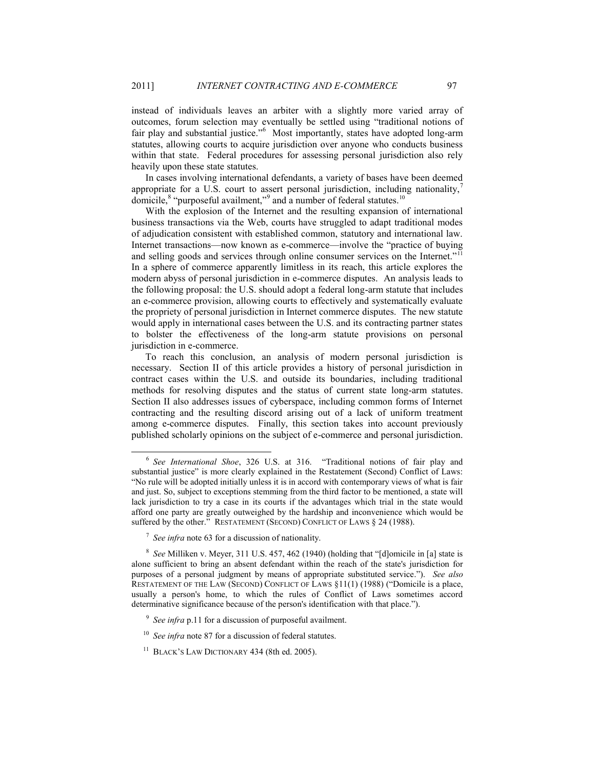instead of individuals leaves an arbiter with a slightly more varied array of outcomes, forum selection may eventually be settled using "traditional notions of fair play and substantial justice."[6] Most importantly, states have adopted long-arm statutes, allowing courts to acquire jurisdiction over anyone who conducts business within that state. Federal procedures for assessing personal jurisdiction also rely heavily upon these state statutes.

In cases involving international defendants, a variety of bases have been deemed appropriate for a U.S. court to assert personal jurisdiction, including nationality,[7] domicile,[8] "purposeful availment,"[9] and a number of federal statutes.[10]

With the explosion of the Internet and the resulting expansion of international business transactions via the Web, courts have struggled to adapt traditional modes of adjudication consistent with established common, statutory and international law. Internet transactions—now known as e-commerce—involve the "practice of buying and selling goods and services through online consumer services on the Internet."[11] In a sphere of commerce apparently limitless in its reach, this article explores the modern abyss of personal jurisdiction in e-commerce disputes. An analysis leads to the following proposal: the U.S. should adopt a federal long-arm statute that includes an e-commerce provision, allowing courts to effectively and systematically evaluate the propriety of personal jurisdiction in Internet commerce disputes. The new statute would apply in international cases between the U.S. and its contracting partner states to bolster the effectiveness of the long-arm statute provisions on personal jurisdiction in e-commerce.

To reach this conclusion, an analysis of modern personal jurisdiction is necessary. Section II of this article provides a history of personal jurisdiction in contract cases within the U.S. and outside its boundaries, including traditional methods for resolving disputes and the status of current state long-arm statutes. Section II also addresses issues of cyberspace, including common forms of Internet contracting and the resulting discord arising out of a lack of uniform treatment among e-commerce disputes. Finally, this section takes into account previously published scholarly opinions on the subject of e-commerce and personal jurisdiction.

---

[6] *See International Shoe*, 326 U.S. at 316. "Traditional notions of fair play and substantial justice" is more clearly explained in the Restatement (Second) Conflict of Laws: "No rule will be adopted initially unless it is in accord with contemporary views of what is fair and just. So, subject to exceptions stemming from the third factor to be mentioned, a state will lack jurisdiction to try a case in its courts if the advantages which trial in the state would afford one party are greatly outweighed by the hardship and inconvenience which would be suffered by the other." RESTATEMENT (SECOND) CONFLICT OF LAWS § 24 (1988).

[7] *See infra* note 63 for a discussion of nationality.

[8] *See* Milliken v. Meyer, 311 U.S. 457, 462 (1940) (holding that "[d]omicile in [a] state is alone sufficient to bring an absent defendant within the reach of the state's jurisdiction for purposes of a personal judgment by means of appropriate substituted service."). *See also* RESTATEMENT OF THE LAW (SECOND) CONFLICT OF LAWS §11(1) (1988) ("Domicile is a place, usually a person's home, to which the rules of Conflict of Laws sometimes accord determinative significance because of the person's identification with that place.").

[9] *See infra* p.11 for a discussion of purposeful availment.

[10] *See infra* note 87 for a discussion of federal statutes.

[11] BLACK'S LAW DICTIONARY 434 (8th ed. 2005).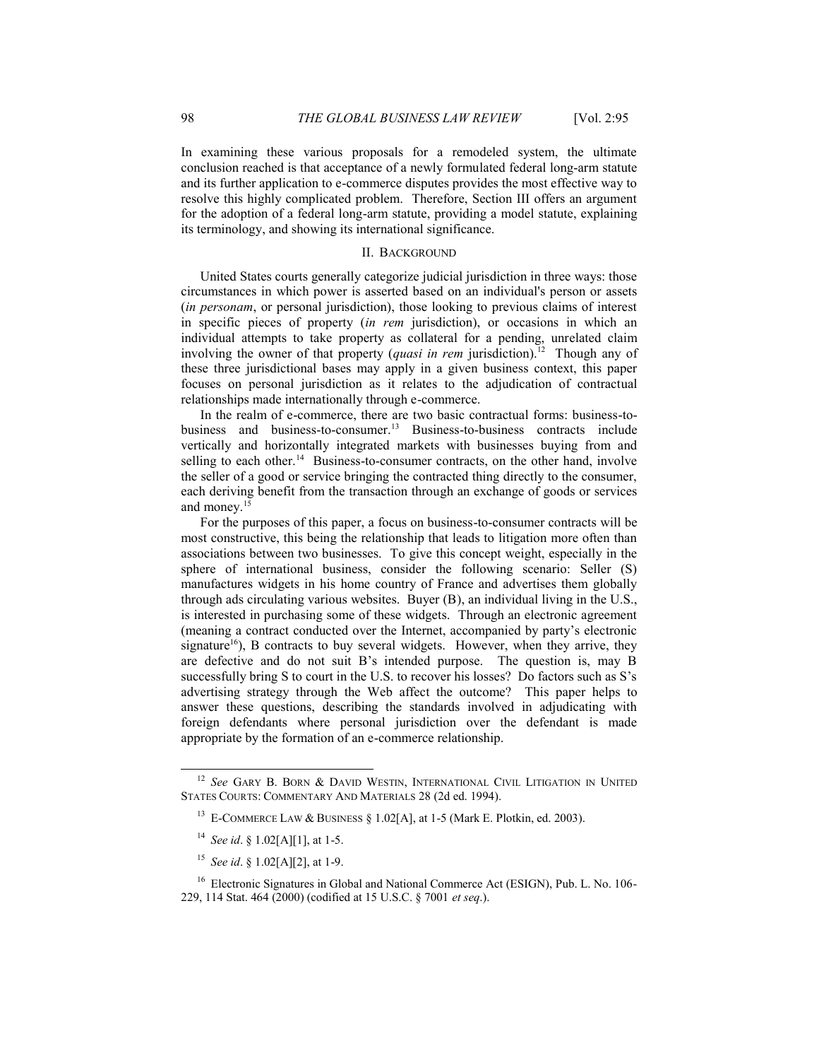In examining these various proposals for a remodeled system, the ultimate conclusion reached is that acceptance of a newly formulated federal long-arm statute and its further application to e-commerce disputes provides the most effective way to resolve this highly complicated problem. Therefore, Section III offers an argument for the adoption of a federal long-arm statute, providing a model statute, explaining its terminology, and showing its international significance.

## II. BACKGROUND

United States courts generally categorize judicial jurisdiction in three ways: those circumstances in which power is asserted based on an individual's person or assets (*in personam*, or personal jurisdiction), those looking to previous claims of interest in specific pieces of property (*in rem* jurisdiction), or occasions in which an individual attempts to take property as collateral for a pending, unrelated claim involving the owner of that property (*quasi in rem* jurisdiction).[12] Though any of these three jurisdictional bases may apply in a given business context, this paper focuses on personal jurisdiction as it relates to the adjudication of contractual relationships made internationally through e-commerce.

In the realm of e-commerce, there are two basic contractual forms: business-to-business and business-to-consumer.[13] Business-to-business contracts include vertically and horizontally integrated markets with businesses buying from and selling to each other.[14] Business-to-consumer contracts, on the other hand, involve the seller of a good or service bringing the contracted thing directly to the consumer, each deriving benefit from the transaction through an exchange of goods or services and money.[15]

For the purposes of this paper, a focus on business-to-consumer contracts will be most constructive, this being the relationship that leads to litigation more often than associations between two businesses. To give this concept weight, especially in the sphere of international business, consider the following scenario: Seller (S) manufactures widgets in his home country of France and advertises them globally through ads circulating various websites. Buyer (B), an individual living in the U.S., is interested in purchasing some of these widgets. Through an electronic agreement (meaning a contract conducted over the Internet, accompanied by party's electronic signature[16]), B contracts to buy several widgets. However, when they arrive, they are defective and do not suit B's intended purpose. The question is, may B successfully bring S to court in the U.S. to recover his losses? Do factors such as S's advertising strategy through the Web affect the outcome? This paper helps to answer these questions, describing the standards involved in adjudicating with foreign defendants where personal jurisdiction over the defendant is made appropriate by the formation of an e-commerce relationship.

---

[12] *See* GARY B. BORN & DAVID WESTIN, INTERNATIONAL CIVIL LITIGATION IN UNITED STATES COURTS: COMMENTARY AND MATERIALS 28 (2d ed. 1994).

[13] E-COMMERCE LAW & BUSINESS § 1.02[A], at 1-5 (Mark E. Plotkin, ed. 2003).

[14] *See id*. § 1.02[A][1], at 1-5.

[15] *See id*. § 1.02[A][2], at 1-9.

[16] Electronic Signatures in Global and National Commerce Act (ESIGN), Pub. L. No. 106-229, 114 Stat. 464 (2000) (codified at 15 U.S.C. § 7001 *et seq*.).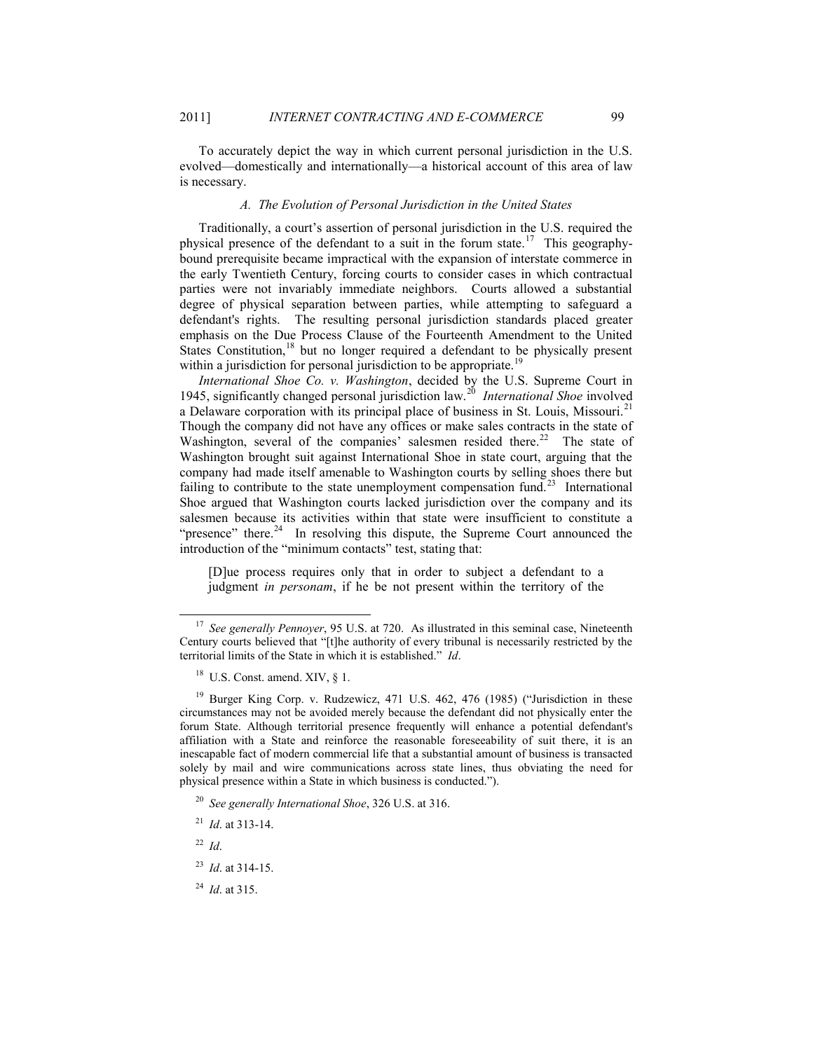To accurately depict the way in which current personal jurisdiction in the U.S. evolved—domestically and internationally—a historical account of this area of law is necessary.

### *A. The Evolution of Personal Jurisdiction in the United States*

Traditionally, a court's assertion of personal jurisdiction in the U.S. required the physical presence of the defendant to a suit in the forum state.[17] This geography-bound prerequisite became impractical with the expansion of interstate commerce in the early Twentieth Century, forcing courts to consider cases in which contractual parties were not invariably immediate neighbors. Courts allowed a substantial degree of physical separation between parties, while attempting to safeguard a defendant's rights. The resulting personal jurisdiction standards placed greater emphasis on the Due Process Clause of the Fourteenth Amendment to the United States Constitution,[18] but no longer required a defendant to be physically present within a jurisdiction for personal jurisdiction to be appropriate.[19]

*International Shoe Co. v. Washington*, decided by the U.S. Supreme Court in 1945, significantly changed personal jurisdiction law.[20] *International Shoe* involved a Delaware corporation with its principal place of business in St. Louis, Missouri.[21] Though the company did not have any offices or make sales contracts in the state of Washington, several of the companies' salesmen resided there.[22] The state of Washington brought suit against International Shoe in state court, arguing that the company had made itself amenable to Washington courts by selling shoes there but failing to contribute to the state unemployment compensation fund.[23] International Shoe argued that Washington courts lacked jurisdiction over the company and its salesmen because its activities within that state were insufficient to constitute a "presence" there.[24] In resolving this dispute, the Supreme Court announced the introduction of the "minimum contacts" test, stating that:

> [D]ue process requires only that in order to subject a defendant to a judgment *in personam*, if he be not present within the territory of the

---

[17] *See generally Pennoyer*, 95 U.S. at 720. As illustrated in this seminal case, Nineteenth Century courts believed that "[t]he authority of every tribunal is necessarily restricted by the territorial limits of the State in which it is established." *Id*.

[18] U.S. Const. amend. XIV, § 1.

[19] Burger King Corp. v. Rudzewicz, 471 U.S. 462, 476 (1985) ("Jurisdiction in these circumstances may not be avoided merely because the defendant did not physically enter the forum State. Although territorial presence frequently will enhance a potential defendant's affiliation with a State and reinforce the reasonable foreseeability of suit there, it is an inescapable fact of modern commercial life that a substantial amount of business is transacted solely by mail and wire communications across state lines, thus obviating the need for physical presence within a State in which business is conducted.").

[20] *See generally International Shoe*, 326 U.S. at 316.

[21] *Id*. at 313-14.

[22] *Id*.

[23] *Id*. at 314-15.

[24] *Id*. at 315.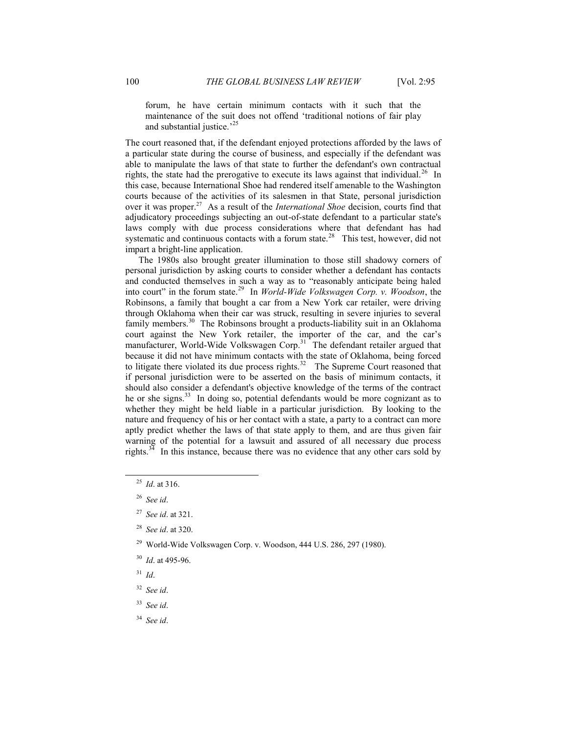> forum, he have certain minimum contacts with it such that the maintenance of the suit does not offend 'traditional notions of fair play and substantial justice.'[25]

The court reasoned that, if the defendant enjoyed protections afforded by the laws of a particular state during the course of business, and especially if the defendant was able to manipulate the laws of that state to further the defendant's own contractual rights, the state had the prerogative to execute its laws against that individual.[26] In this case, because International Shoe had rendered itself amenable to the Washington courts because of the activities of its salesmen in that State, personal jurisdiction over it was proper.[27] As a result of the *International Shoe* decision, courts find that adjudicatory proceedings subjecting an out-of-state defendant to a particular state's laws comply with due process considerations where that defendant has had systematic and continuous contacts with a forum state.[28] This test, however, did not impart a bright-line application.

The 1980s also brought greater illumination to those still shadowy corners of personal jurisdiction by asking courts to consider whether a defendant has contacts and conducted themselves in such a way as to "reasonably anticipate being haled into court" in the forum state.[29] In *World-Wide Volkswagen Corp. v. Woodson*, the Robinsons, a family that bought a car from a New York car retailer, were driving through Oklahoma when their car was struck, resulting in severe injuries to several family members.[30] The Robinsons brought a products-liability suit in an Oklahoma court against the New York retailer, the importer of the car, and the car's manufacturer, World-Wide Volkswagen Corp.[31] The defendant retailer argued that because it did not have minimum contacts with the state of Oklahoma, being forced to litigate there violated its due process rights.[32] The Supreme Court reasoned that if personal jurisdiction were to be asserted on the basis of minimum contacts, it should also consider a defendant's objective knowledge of the terms of the contract he or she signs.[33] In doing so, potential defendants would be more cognizant as to whether they might be held liable in a particular jurisdiction. By looking to the nature and frequency of his or her contact with a state, a party to a contract can more aptly predict whether the laws of that state apply to them, and are thus given fair warning of the potential for a lawsuit and assured of all necessary due process rights.[34] In this instance, because there was no evidence that any other cars sold by

---

[25] *Id*. at 316.

[26] *See id*.

[27] *See id*. at 321.

[28] *See id*. at 320.

[29] World-Wide Volkswagen Corp. v. Woodson, 444 U.S. 286, 297 (1980).

[30] *Id*. at 495-96.

[31] *Id*.

[32] *See id*.

[33] *See id*.

[34] *See id*.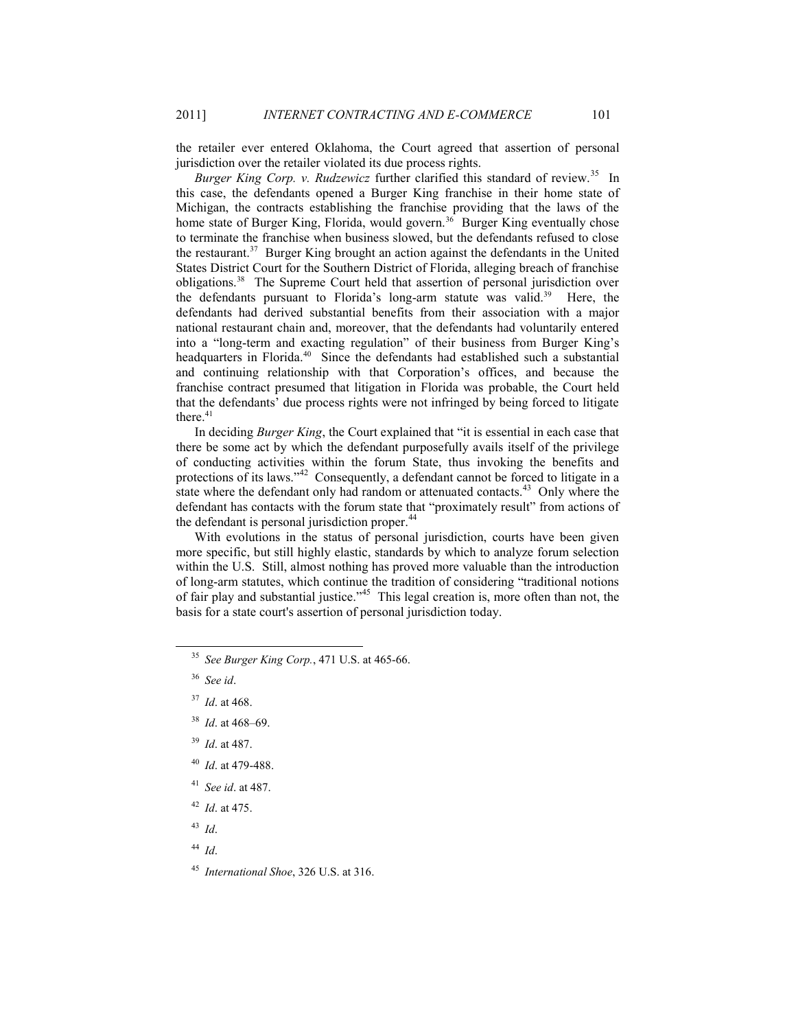the retailer ever entered Oklahoma, the Court agreed that assertion of personal jurisdiction over the retailer violated its due process rights.

*Burger King Corp. v. Rudzewicz* further clarified this standard of review.[35] In this case, the defendants opened a Burger King franchise in their home state of Michigan, the contracts establishing the franchise providing that the laws of the home state of Burger King, Florida, would govern.[36] Burger King eventually chose to terminate the franchise when business slowed, but the defendants refused to close the restaurant.[37] Burger King brought an action against the defendants in the United States District Court for the Southern District of Florida, alleging breach of franchise obligations.[38] The Supreme Court held that assertion of personal jurisdiction over the defendants pursuant to Florida's long-arm statute was valid.[39] Here, the defendants had derived substantial benefits from their association with a major national restaurant chain and, moreover, that the defendants had voluntarily entered into a "long-term and exacting regulation" of their business from Burger King's headquarters in Florida.[40] Since the defendants had established such a substantial and continuing relationship with that Corporation's offices, and because the franchise contract presumed that litigation in Florida was probable, the Court held that the defendants' due process rights were not infringed by being forced to litigate there.[41]

In deciding *Burger King*, the Court explained that "it is essential in each case that there be some act by which the defendant purposefully avails itself of the privilege of conducting activities within the forum State, thus invoking the benefits and protections of its laws."[42] Consequently, a defendant cannot be forced to litigate in a state where the defendant only had random or attenuated contacts.[43] Only where the defendant has contacts with the forum state that "proximately result" from actions of the defendant is personal jurisdiction proper.[44]

With evolutions in the status of personal jurisdiction, courts have been given more specific, but still highly elastic, standards by which to analyze forum selection within the U.S. Still, almost nothing has proved more valuable than the introduction of long-arm statutes, which continue the tradition of considering "traditional notions of fair play and substantial justice."[45] This legal creation is, more often than not, the basis for a state court's assertion of personal jurisdiction today.

---

[35] *See Burger King Corp.*, 471 U.S. at 465-66.

[36] *See id*.

[37] *Id*. at 468.

[38] *Id*. at 468–69.

[39] *Id*. at 487.

[40] *Id*. at 479-488.

[41] *See id*. at 487.

[42] *Id*. at 475.

[43] *Id*.

[44] *Id*.

[45] *International Shoe*, 326 U.S. at 316.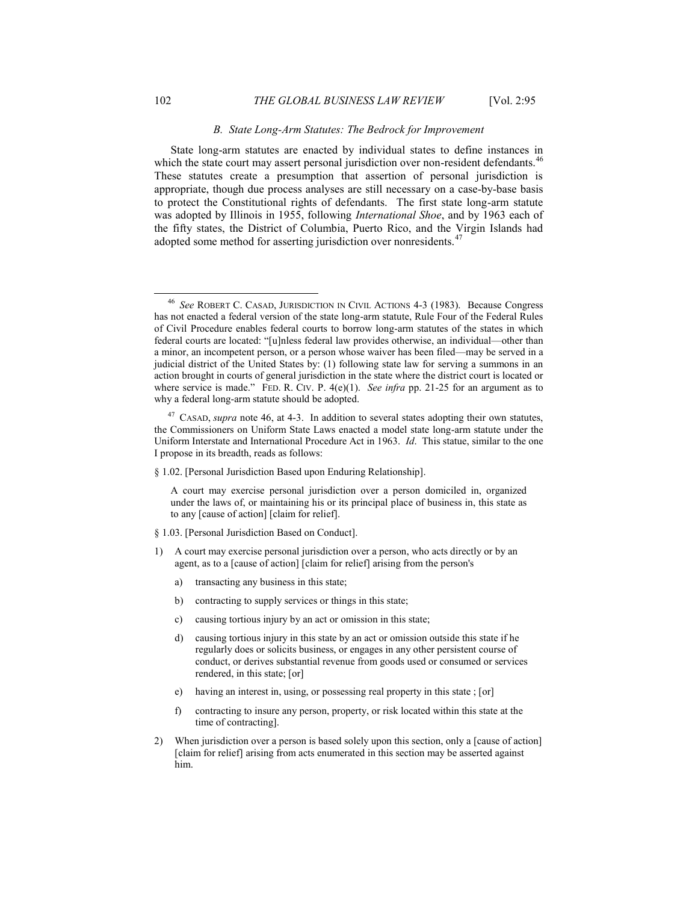### *B. State Long-Arm Statutes: The Bedrock for Improvement*

State long-arm statutes are enacted by individual states to define instances in which the state court may assert personal jurisdiction over non-resident defendants.[46] These statutes create a presumption that assertion of personal jurisdiction is appropriate, though due process analyses are still necessary on a case-by-base basis to protect the Constitutional rights of defendants. The first state long-arm statute was adopted by Illinois in 1955, following *International Shoe*, and by 1963 each of the fifty states, the District of Columbia, Puerto Rico, and the Virgin Islands had adopted some method for asserting jurisdiction over nonresidents.[47]

---

[46] *See* ROBERT C. CASAD, JURISDICTION IN CIVIL ACTIONS 4-3 (1983). Because Congress has not enacted a federal version of the state long-arm statute, Rule Four of the Federal Rules of Civil Procedure enables federal courts to borrow long-arm statutes of the states in which federal courts are located: "[u]nless federal law provides otherwise, an individual—other than a minor, an incompetent person, or a person whose waiver has been filed—may be served in a judicial district of the United States by: (1) following state law for serving a summons in an action brought in courts of general jurisdiction in the state where the district court is located or where service is made." FED. R. CIV. P. 4(e)(1). *See infra* pp. 21-25 for an argument as to why a federal long-arm statute should be adopted.

[47] CASAD, *supra* note 46, at 4-3. In addition to several states adopting their own statutes, the Commissioners on Uniform State Laws enacted a model state long-arm statute under the Uniform Interstate and International Procedure Act in 1963. *Id*. This statue, similar to the one I propose in its breadth, reads as follows:

§ 1.02. [Personal Jurisdiction Based upon Enduring Relationship].

> A court may exercise personal jurisdiction over a person domiciled in, organized under the laws of, or maintaining his or its principal place of business in, this state as to any [cause of action] [claim for relief].

§ 1.03. [Personal Jurisdiction Based on Conduct].

1) A court may exercise personal jurisdiction over a person, who acts directly or by an agent, as to a [cause of action] [claim for relief] arising from the person's
    a) transacting any business in this state;
    b) contracting to supply services or things in this state;
    c) causing tortious injury by an act or omission in this state;
    d) causing tortious injury in this state by an act or omission outside this state if he regularly does or solicits business, or engages in any other persistent course of conduct, or derives substantial revenue from goods used or consumed or services rendered, in this state; [or]
    e) having an interest in, using, or possessing real property in this state ; [or]
    f) contracting to insure any person, property, or risk located within this state at the time of contracting].
2) When jurisdiction over a person is based solely upon this section, only a [cause of action] [claim for relief] arising from acts enumerated in this section may be asserted against him.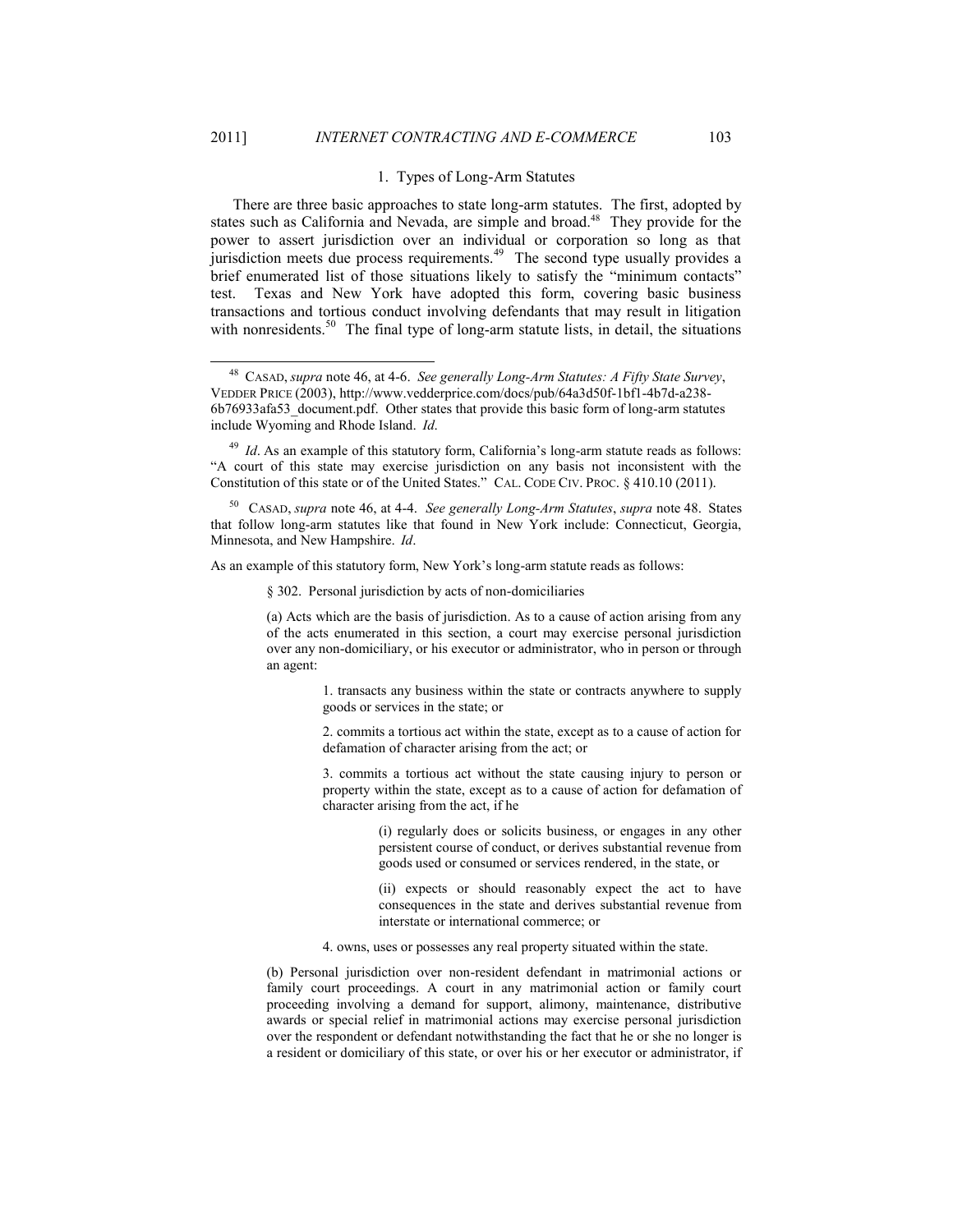### 1. Types of Long-Arm Statutes

There are three basic approaches to state long-arm statutes. The first, adopted by states such as California and Nevada, are simple and broad.[48] They provide for the power to assert jurisdiction over an individual or corporation so long as that jurisdiction meets due process requirements.[49] The second type usually provides a brief enumerated list of those situations likely to satisfy the "minimum contacts" test. Texas and New York have adopted this form, covering basic business transactions and tortious conduct involving defendants that may result in litigation with nonresidents.[50] The final type of long-arm statute lists, in detail, the situations

---

[48] CASAD, *supra* note 46, at 4-6. *See generally Long-Arm Statutes: A Fifty State Survey*, VEDDER PRICE (2003), http://www.vedderprice.com/docs/pub/64a3d50f-1bf1-4b7d-a238-6b76933afa53_document.pdf. Other states that provide this basic form of long-arm statutes include Wyoming and Rhode Island. *Id.*

[49] *Id*. As an example of this statutory form, California's long-arm statute reads as follows: "A court of this state may exercise jurisdiction on any basis not inconsistent with the Constitution of this state or of the United States." CAL. CODE CIV. PROC. § 410.10 (2011).

[50] CASAD, *supra* note 46, at 4-4. *See generally Long-Arm Statutes*, *supra* note 48. States that follow long-arm statutes like that found in New York include: Connecticut, Georgia, Minnesota, and New Hampshire. *Id*.

As an example of this statutory form, New York's long-arm statute reads as follows:

> § 302. Personal jurisdiction by acts of non-domiciliaries
>
> (a) Acts which are the basis of jurisdiction. As to a cause of action arising from any of the acts enumerated in this section, a court may exercise personal jurisdiction over any non-domiciliary, or his executor or administrator, who in person or through an agent:
>
> > 1. transacts any business within the state or contracts anywhere to supply goods or services in the state; or
> >
> > 2. commits a tortious act within the state, except as to a cause of action for defamation of character arising from the act; or
> >
> > 3. commits a tortious act without the state causing injury to person or property within the state, except as to a cause of action for defamation of character arising from the act, if he
> >
> > > (i) regularly does or solicits business, or engages in any other persistent course of conduct, or derives substantial revenue from goods used or consumed or services rendered, in the state, or
> > >
> > > (ii) expects or should reasonably expect the act to have consequences in the state and derives substantial revenue from interstate or international commerce; or
> >
> > 4. owns, uses or possesses any real property situated within the state.
>
> (b) Personal jurisdiction over non-resident defendant in matrimonial actions or family court proceedings. A court in any matrimonial action or family court proceeding involving a demand for support, alimony, maintenance, distributive awards or special relief in matrimonial actions may exercise personal jurisdiction over the respondent or defendant notwithstanding the fact that he or she no longer is a resident or domiciliary of this state, or over his or her executor or administrator, if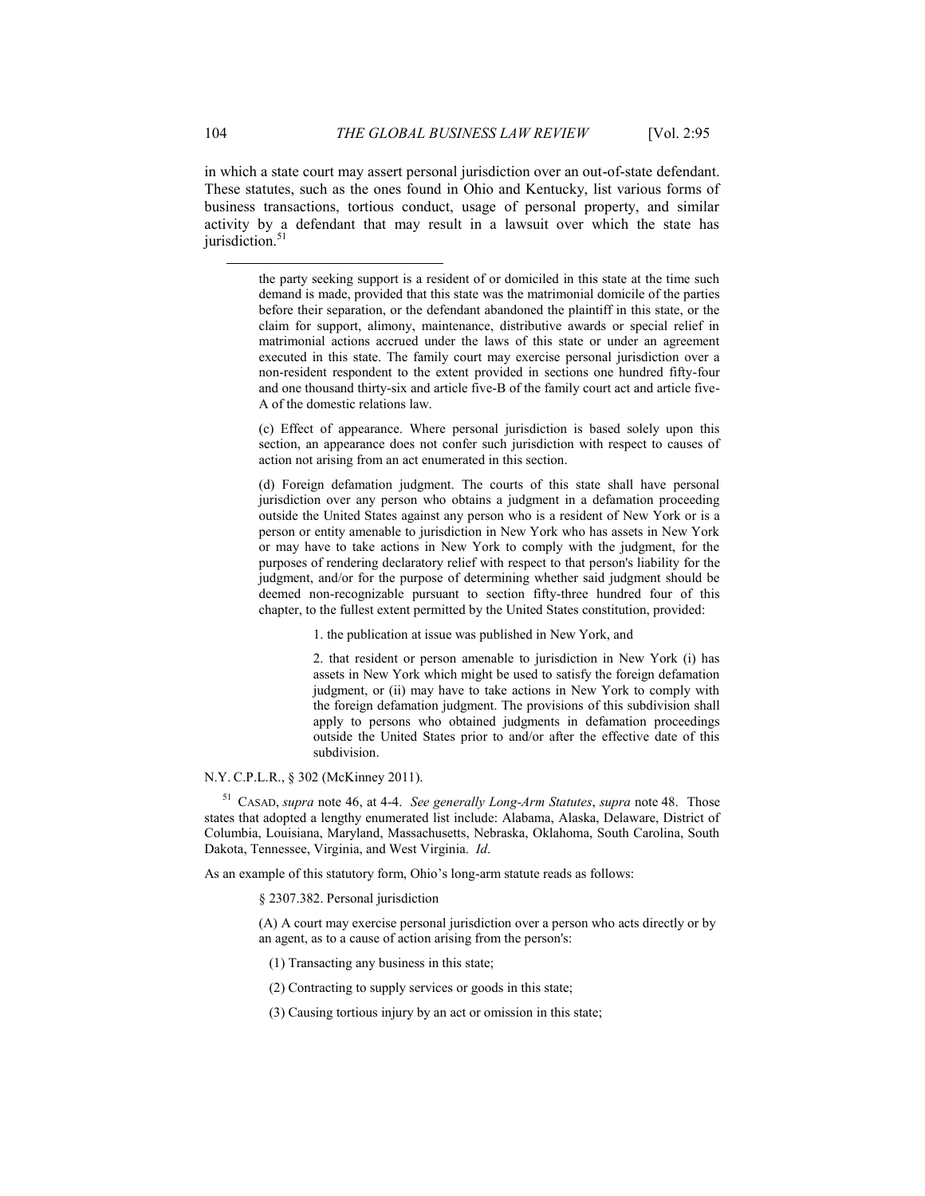in which a state court may assert personal jurisdiction over an out-of-state defendant. These statutes, such as the ones found in Ohio and Kentucky, list various forms of business transactions, tortious conduct, usage of personal property, and similar activity by a defendant that may result in a lawsuit over which the state has jurisdiction.[51]

---

> the party seeking support is a resident of or domiciled in this state at the time such demand is made, provided that this state was the matrimonial domicile of the parties before their separation, or the defendant abandoned the plaintiff in this state, or the claim for support, alimony, maintenance, distributive awards or special relief in matrimonial actions accrued under the laws of this state or under an agreement executed in this state. The family court may exercise personal jurisdiction over a non-resident respondent to the extent provided in sections one hundred fifty-four and one thousand thirty-six and article five-B of the family court act and article five-A of the domestic relations law.
>
> (c) Effect of appearance. Where personal jurisdiction is based solely upon this section, an appearance does not confer such jurisdiction with respect to causes of action not arising from an act enumerated in this section.
>
> (d) Foreign defamation judgment. The courts of this state shall have personal jurisdiction over any person who obtains a judgment in a defamation proceeding outside the United States against any person who is a resident of New York or is a person or entity amenable to jurisdiction in New York who has assets in New York or may have to take actions in New York to comply with the judgment, for the purposes of rendering declaratory relief with respect to that person's liability for the judgment, and/or for the purpose of determining whether said judgment should be deemed non-recognizable pursuant to section fifty-three hundred four of this chapter, to the fullest extent permitted by the United States constitution, provided:
>
> > 1. the publication at issue was published in New York, and
> >
> > 2. that resident or person amenable to jurisdiction in New York (i) has assets in New York which might be used to satisfy the foreign defamation judgment, or (ii) may have to take actions in New York to comply with the foreign defamation judgment. The provisions of this subdivision shall apply to persons who obtained judgments in defamation proceedings outside the United States prior to and/or after the effective date of this subdivision.

N.Y. C.P.L.R., § 302 (McKinney 2011).

[51] CASAD, *supra* note 46, at 4-4. *See generally Long-Arm Statutes*, *supra* note 48. Those states that adopted a lengthy enumerated list include: Alabama, Alaska, Delaware, District of Columbia, Louisiana, Maryland, Massachusetts, Nebraska, Oklahoma, South Carolina, South Dakota, Tennessee, Virginia, and West Virginia. *Id*.

As an example of this statutory form, Ohio's long-arm statute reads as follows:

> § 2307.382. Personal jurisdiction
>
> (A) A court may exercise personal jurisdiction over a person who acts directly or by an agent, as to a cause of action arising from the person's:
>
> (1) Transacting any business in this state;
>
> (2) Contracting to supply services or goods in this state;
>
> (3) Causing tortious injury by an act or omission in this state;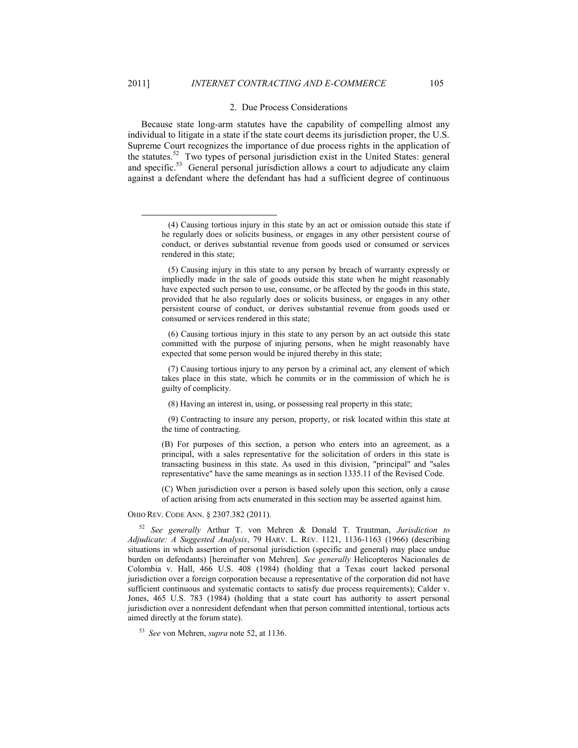### 2. Due Process Considerations

Because state long-arm statutes have the capability of compelling almost any individual to litigate in a state if the state court deems its jurisdiction proper, the U.S. Supreme Court recognizes the importance of due process rights in the application of the statutes.[52] Two types of personal jurisdiction exist in the United States: general and specific.[53] General personal jurisdiction allows a court to adjudicate any claim against a defendant where the defendant has had a sufficient degree of continuous

---

> (4) Causing tortious injury in this state by an act or omission outside this state if he regularly does or solicits business, or engages in any other persistent course of conduct, or derives substantial revenue from goods used or consumed or services rendered in this state;
>
> (5) Causing injury in this state to any person by breach of warranty expressly or impliedly made in the sale of goods outside this state when he might reasonably have expected such person to use, consume, or be affected by the goods in this state, provided that he also regularly does or solicits business, or engages in any other persistent course of conduct, or derives substantial revenue from goods used or consumed or services rendered in this state;
>
> (6) Causing tortious injury in this state to any person by an act outside this state committed with the purpose of injuring persons, when he might reasonably have expected that some person would be injured thereby in this state;
>
> (7) Causing tortious injury to any person by a criminal act, any element of which takes place in this state, which he commits or in the commission of which he is guilty of complicity.
>
> (8) Having an interest in, using, or possessing real property in this state;
>
> (9) Contracting to insure any person, property, or risk located within this state at the time of contracting.
>
> (B) For purposes of this section, a person who enters into an agreement, as a principal, with a sales representative for the solicitation of orders in this state is transacting business in this state. As used in this division, "principal" and "sales representative" have the same meanings as in section 1335.11 of the Revised Code.
>
> (C) When jurisdiction over a person is based solely upon this section, only a cause of action arising from acts enumerated in this section may be asserted against him.

OHIO REV. CODE ANN. § 2307.382 (2011).

[52] *See generally* Arthur T. von Mehren & Donald T. Trautman, *Jurisdiction to Adjudicate: A Suggested Analysis*, 79 HARV. L. REV. 1121, 1136-1163 (1966) (describing situations in which assertion of personal jurisdiction (specific and general) may place undue burden on defendants) [hereinafter von Mehren]. *See generally* Helicopteros Nacionales de Colombia v. Hall, 466 U.S. 408 (1984) (holding that a Texas court lacked personal jurisdiction over a foreign corporation because a representative of the corporation did not have sufficient continuous and systematic contacts to satisfy due process requirements); Calder v. Jones, 465 U.S. 783 (1984) (holding that a state court has authority to assert personal jurisdiction over a nonresident defendant when that person committed intentional, tortious acts aimed directly at the forum state).

[53] *See* von Mehren, *supra* note 52, at 1136.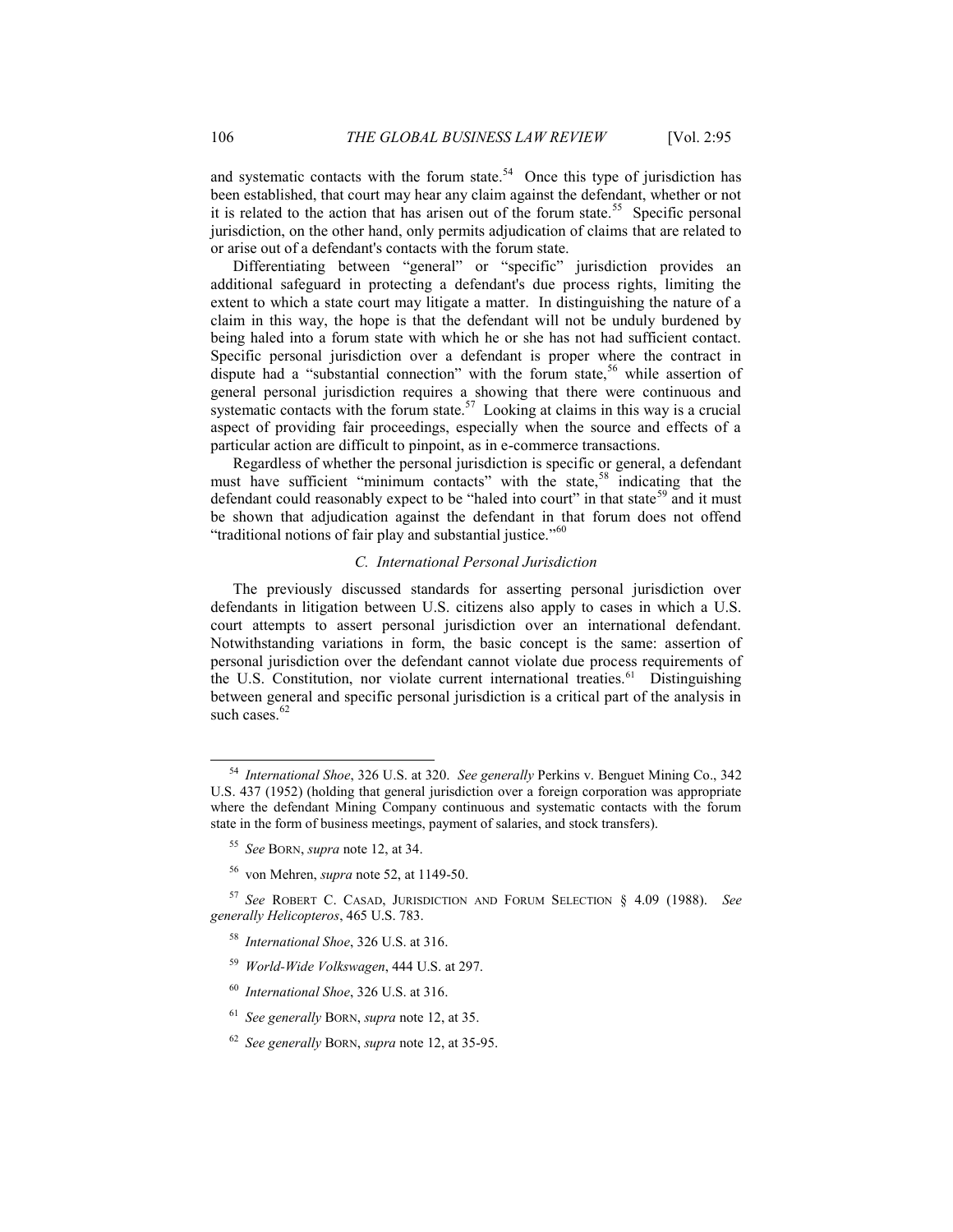and systematic contacts with the forum state.[54] Once this type of jurisdiction has been established, that court may hear any claim against the defendant, whether or not it is related to the action that has arisen out of the forum state.[55] Specific personal jurisdiction, on the other hand, only permits adjudication of claims that are related to or arise out of a defendant's contacts with the forum state.

Differentiating between "general" or "specific" jurisdiction provides an additional safeguard in protecting a defendant's due process rights, limiting the extent to which a state court may litigate a matter. In distinguishing the nature of a claim in this way, the hope is that the defendant will not be unduly burdened by being haled into a forum state with which he or she has not had sufficient contact. Specific personal jurisdiction over a defendant is proper where the contract in dispute had a "substantial connection" with the forum state,[56] while assertion of general personal jurisdiction requires a showing that there were continuous and systematic contacts with the forum state.[57] Looking at claims in this way is a crucial aspect of providing fair proceedings, especially when the source and effects of a particular action are difficult to pinpoint, as in e-commerce transactions.

Regardless of whether the personal jurisdiction is specific or general, a defendant must have sufficient "minimum contacts" with the state,[58] indicating that the defendant could reasonably expect to be "haled into court" in that state[59] and it must be shown that adjudication against the defendant in that forum does not offend "traditional notions of fair play and substantial justice."[60]

### *C. International Personal Jurisdiction*

The previously discussed standards for asserting personal jurisdiction over defendants in litigation between U.S. citizens also apply to cases in which a U.S. court attempts to assert personal jurisdiction over an international defendant. Notwithstanding variations in form, the basic concept is the same: assertion of personal jurisdiction over the defendant cannot violate due process requirements of the U.S. Constitution, nor violate current international treaties.[61] Distinguishing between general and specific personal jurisdiction is a critical part of the analysis in such cases.[62]

---

[54] *International Shoe*, 326 U.S. at 320. *See generally* Perkins v. Benguet Mining Co., 342 U.S. 437 (1952) (holding that general jurisdiction over a foreign corporation was appropriate where the defendant Mining Company continuous and systematic contacts with the forum state in the form of business meetings, payment of salaries, and stock transfers).

[55] *See* BORN, *supra* note 12, at 34.

[56] von Mehren, *supra* note 52, at 1149-50.

[57] *See* ROBERT C. CASAD, JURISDICTION AND FORUM SELECTION § 4.09 (1988). *See generally Helicopteros*, 465 U.S. 783.

[58] *International Shoe*, 326 U.S. at 316.

[59] *World-Wide Volkswagen*, 444 U.S. at 297.

[60] *International Shoe*, 326 U.S. at 316.

[61] *See generally* BORN, *supra* note 12, at 35.

[62] *See generally* BORN, *supra* note 12, at 35-95.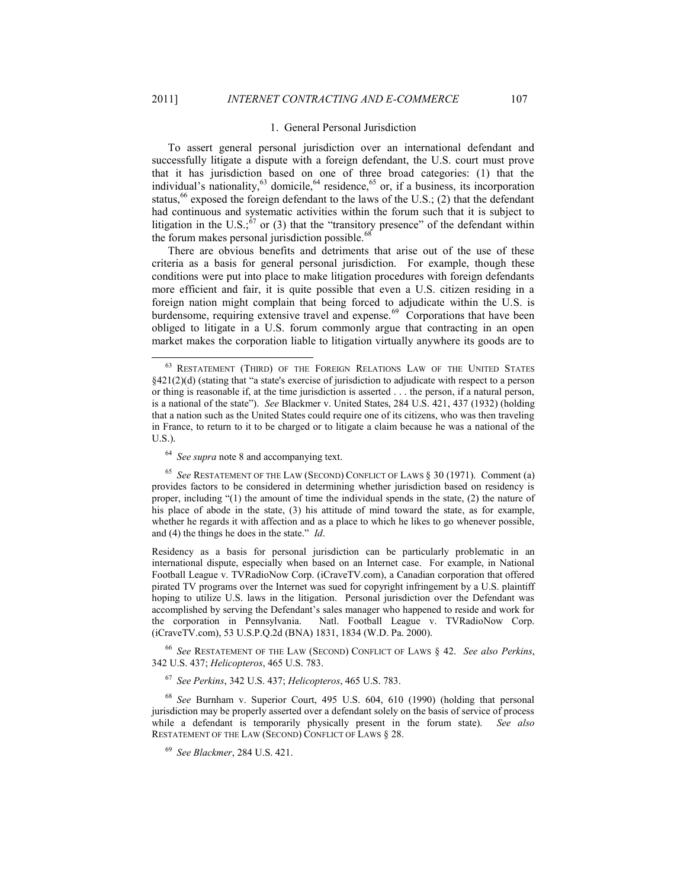### 1. General Personal Jurisdiction

To assert general personal jurisdiction over an international defendant and successfully litigate a dispute with a foreign defendant, the U.S. court must prove that it has jurisdiction based on one of three broad categories: (1) that the individual's nationality,[63] domicile,[64] residence,[65] or, if a business, its incorporation status,[66] exposed the foreign defendant to the laws of the U.S.; (2) that the defendant had continuous and systematic activities within the forum such that it is subject to litigation in the U.S.;[67] or (3) that the "transitory presence" of the defendant within the forum makes personal jurisdiction possible.[68]

There are obvious benefits and detriments that arise out of the use of these criteria as a basis for general personal jurisdiction. For example, though these conditions were put into place to make litigation procedures with foreign defendants more efficient and fair, it is quite possible that even a U.S. citizen residing in a foreign nation might complain that being forced to adjudicate within the U.S. is burdensome, requiring extensive travel and expense.[69] Corporations that have been obliged to litigate in a U.S. forum commonly argue that contracting in an open market makes the corporation liable to litigation virtually anywhere its goods are to

---

[63] RESTATEMENT (THIRD) OF THE FOREIGN RELATIONS LAW OF THE UNITED STATES §421(2)(d) (stating that "a state's exercise of jurisdiction to adjudicate with respect to a person or thing is reasonable if, at the time jurisdiction is asserted . . . the person, if a natural person, is a national of the state"). *See* Blackmer v. United States, 284 U.S. 421, 437 (1932) (holding that a nation such as the United States could require one of its citizens, who was then traveling in France, to return to it to be charged or to litigate a claim because he was a national of the U.S.).

[64] *See supra* note 8 and accompanying text.

[65] *See* RESTATEMENT OF THE LAW (SECOND) CONFLICT OF LAWS § 30 (1971). Comment (a) provides factors to be considered in determining whether jurisdiction based on residency is proper, including "(1) the amount of time the individual spends in the state, (2) the nature of his place of abode in the state, (3) his attitude of mind toward the state, as for example, whether he regards it with affection and as a place to which he likes to go whenever possible, and (4) the things he does in the state." *Id*.

Residency as a basis for personal jurisdiction can be particularly problematic in an international dispute, especially when based on an Internet case. For example, in National Football League v. TVRadioNow Corp. (iCraveTV.com), a Canadian corporation that offered pirated TV programs over the Internet was sued for copyright infringement by a U.S. plaintiff hoping to utilize U.S. laws in the litigation. Personal jurisdiction over the Defendant was accomplished by serving the Defendant's sales manager who happened to reside and work for the corporation in Pennsylvania. Natl. Football League v. TVRadioNow Corp. (iCraveTV.com), 53 U.S.P.Q.2d (BNA) 1831, 1834 (W.D. Pa. 2000).

[66] *See* RESTATEMENT OF THE LAW (SECOND) CONFLICT OF LAWS § 42. *See also Perkins*, 342 U.S. 437; *Helicopteros*, 465 U.S. 783.

[67] *See Perkins*, 342 U.S. 437; *Helicopteros*, 465 U.S. 783.

[68] *See* Burnham v. Superior Court, 495 U.S. 604, 610 (1990) (holding that personal jurisdiction may be properly asserted over a defendant solely on the basis of service of process while a defendant is temporarily physically present in the forum state). *See also* RESTATEMENT OF THE LAW (SECOND) CONFLICT OF LAWS § 28.

[69] *See Blackmer*, 284 U.S. 421.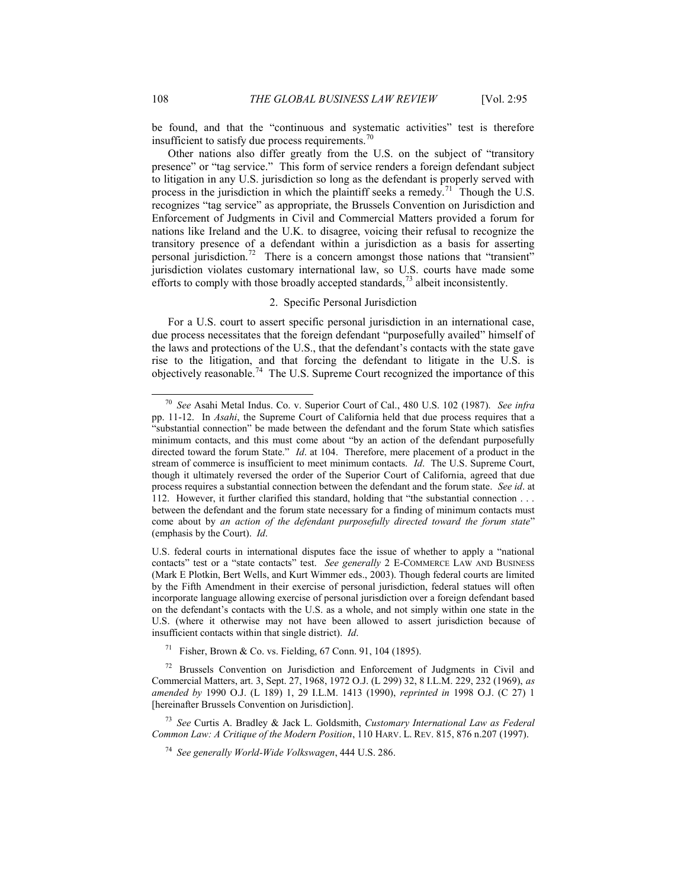be found, and that the "continuous and systematic activities" test is therefore insufficient to satisfy due process requirements.[70]

Other nations also differ greatly from the U.S. on the subject of "transitory presence" or "tag service." This form of service renders a foreign defendant subject to litigation in any U.S. jurisdiction so long as the defendant is properly served with process in the jurisdiction in which the plaintiff seeks a remedy.[71] Though the U.S. recognizes "tag service" as appropriate, the Brussels Convention on Jurisdiction and Enforcement of Judgments in Civil and Commercial Matters provided a forum for nations like Ireland and the U.K. to disagree, voicing their refusal to recognize the transitory presence of a defendant within a jurisdiction as a basis for asserting personal jurisdiction.[72] There is a concern amongst those nations that "transient" jurisdiction violates customary international law, so U.S. courts have made some efforts to comply with those broadly accepted standards,[73] albeit inconsistently.

#### 2. Specific Personal Jurisdiction

For a U.S. court to assert specific personal jurisdiction in an international case, due process necessitates that the foreign defendant "purposefully availed" himself of the laws and protections of the U.S., that the defendant's contacts with the state gave rise to the litigation, and that forcing the defendant to litigate in the U.S. is objectively reasonable.[74] The U.S. Supreme Court recognized the importance of this

---

[70] *See* Asahi Metal Indus. Co. v. Superior Court of Cal., 480 U.S. 102 (1987). *See infra* pp. 11-12. In *Asahi*, the Supreme Court of California held that due process requires that a "substantial connection" be made between the defendant and the forum State which satisfies minimum contacts, and this must come about "by an action of the defendant purposefully directed toward the forum State." *Id*. at 104. Therefore, mere placement of a product in the stream of commerce is insufficient to meet minimum contacts. *Id*. The U.S. Supreme Court, though it ultimately reversed the order of the Superior Court of California, agreed that due process requires a substantial connection between the defendant and the forum state. *See id*. at 112. However, it further clarified this standard, holding that "the substantial connection . . . between the defendant and the forum state necessary for a finding of minimum contacts must come about by *an action of the defendant purposefully directed toward the forum state*" (emphasis by the Court). *Id*.

U.S. federal courts in international disputes face the issue of whether to apply a "national contacts" test or a "state contacts" test. *See generally* 2 E-COMMERCE LAW AND BUSINESS (Mark E Plotkin, Bert Wells, and Kurt Wimmer eds., 2003). Though federal courts are limited by the Fifth Amendment in their exercise of personal jurisdiction, federal statues will often incorporate language allowing exercise of personal jurisdiction over a foreign defendant based on the defendant's contacts with the U.S. as a whole, and not simply within one state in the U.S. (where it otherwise may not have been allowed to assert jurisdiction because of insufficient contacts within that single district). *Id*.

[71] Fisher, Brown & Co. vs. Fielding, 67 Conn. 91, 104 (1895).

[72] Brussels Convention on Jurisdiction and Enforcement of Judgments in Civil and Commercial Matters, art. 3, Sept. 27, 1968, 1972 O.J. (L 299) 32, 8 I.L.M. 229, 232 (1969), *as amended by* 1990 O.J. (L 189) 1, 29 I.L.M. 1413 (1990), *reprinted in* 1998 O.J. (C 27) 1 [hereinafter Brussels Convention on Jurisdiction].

[73] *See* Curtis A. Bradley & Jack L. Goldsmith, *Customary International Law as Federal Common Law: A Critique of the Modern Position*, 110 HARV. L. REV. 815, 876 n.207 (1997).

[74] *See generally World-Wide Volkswagen*, 444 U.S. 286.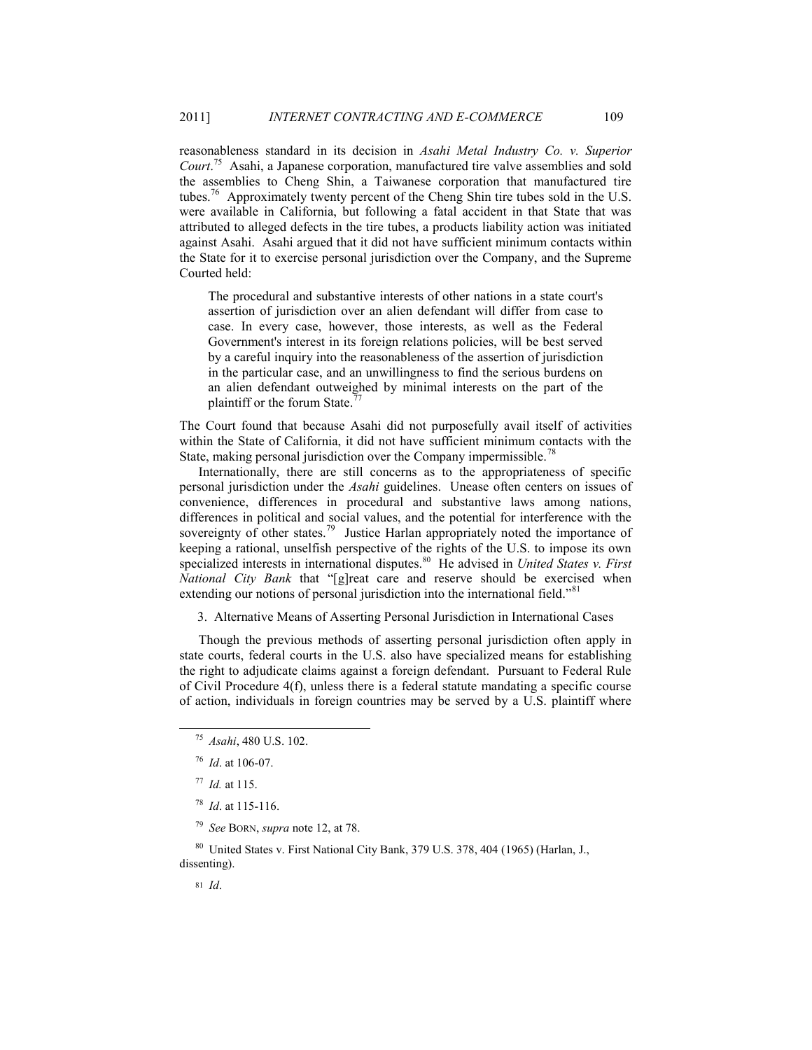reasonableness standard in its decision in *Asahi Metal Industry Co. v. Superior Court*.[75] Asahi, a Japanese corporation, manufactured tire valve assemblies and sold the assemblies to Cheng Shin, a Taiwanese corporation that manufactured tire tubes.[76] Approximately twenty percent of the Cheng Shin tire tubes sold in the U.S. were available in California, but following a fatal accident in that State that was attributed to alleged defects in the tire tubes, a products liability action was initiated against Asahi. Asahi argued that it did not have sufficient minimum contacts within the State for it to exercise personal jurisdiction over the Company, and the Supreme Courted held:

> The procedural and substantive interests of other nations in a state court's assertion of jurisdiction over an alien defendant will differ from case to case. In every case, however, those interests, as well as the Federal Government's interest in its foreign relations policies, will be best served by a careful inquiry into the reasonableness of the assertion of jurisdiction in the particular case, and an unwillingness to find the serious burdens on an alien defendant outweighed by minimal interests on the part of the plaintiff or the forum State.[77]

The Court found that because Asahi did not purposefully avail itself of activities within the State of California, it did not have sufficient minimum contacts with the State, making personal jurisdiction over the Company impermissible.[78]

Internationally, there are still concerns as to the appropriateness of specific personal jurisdiction under the *Asahi* guidelines. Unease often centers on issues of convenience, differences in procedural and substantive laws among nations, differences in political and social values, and the potential for interference with the sovereignty of other states.[79] Justice Harlan appropriately noted the importance of keeping a rational, unselfish perspective of the rights of the U.S. to impose its own specialized interests in international disputes.[80] He advised in *United States v. First National City Bank* that "[g]reat care and reserve should be exercised when extending our notions of personal jurisdiction into the international field."[81]

3. Alternative Means of Asserting Personal Jurisdiction in International Cases

Though the previous methods of asserting personal jurisdiction often apply in state courts, federal courts in the U.S. also have specialized means for establishing the right to adjudicate claims against a foreign defendant. Pursuant to Federal Rule of Civil Procedure 4(f), unless there is a federal statute mandating a specific course of action, individuals in foreign countries may be served by a U.S. plaintiff where

---

[75] *Asahi*, 480 U.S. 102.

[76] *Id*. at 106-07.

[77] *Id.* at 115.

[78] *Id*. at 115-116.

[79] *See* BORN, *supra* note 12, at 78.

[80] United States v. First National City Bank, 379 U.S. 378, 404 (1965) (Harlan, J., dissenting).

[81] *Id*.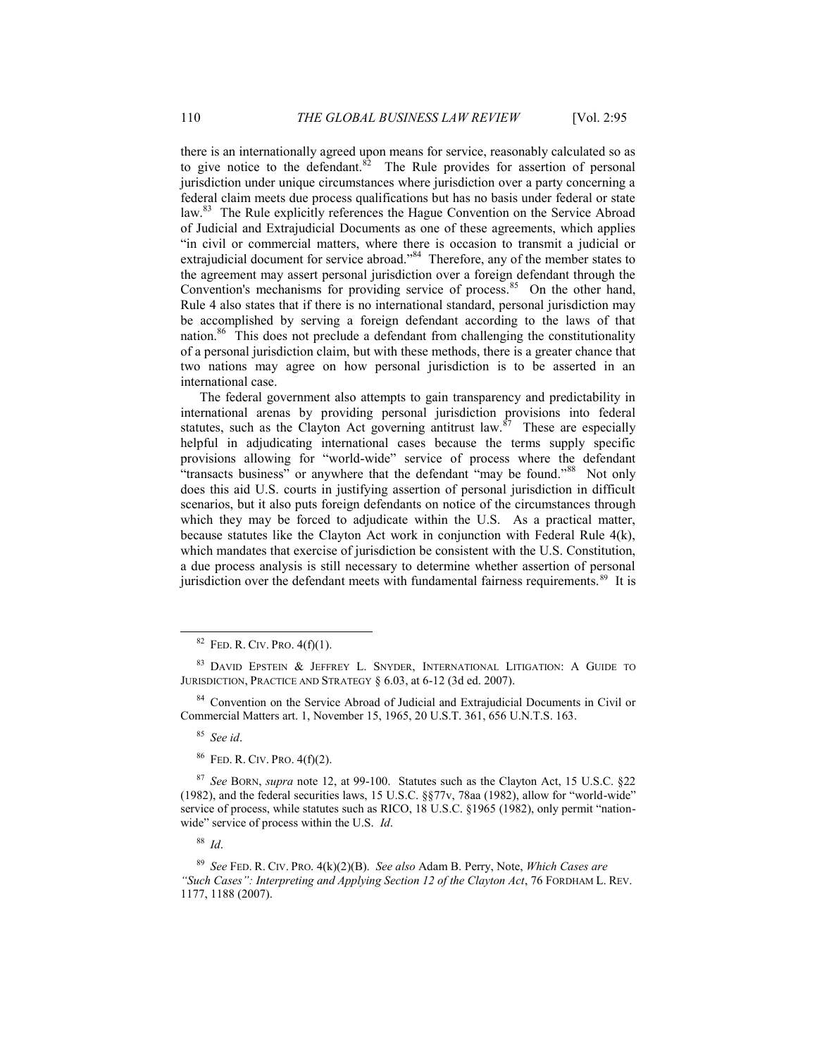there is an internationally agreed upon means for service, reasonably calculated so as to give notice to the defendant.[82] The Rule provides for assertion of personal jurisdiction under unique circumstances where jurisdiction over a party concerning a federal claim meets due process qualifications but has no basis under federal or state law.[83] The Rule explicitly references the Hague Convention on the Service Abroad of Judicial and Extrajudicial Documents as one of these agreements, which applies "in civil or commercial matters, where there is occasion to transmit a judicial or extrajudicial document for service abroad."[84] Therefore, any of the member states to the agreement may assert personal jurisdiction over a foreign defendant through the Convention's mechanisms for providing service of process.[85] On the other hand, Rule 4 also states that if there is no international standard, personal jurisdiction may be accomplished by serving a foreign defendant according to the laws of that nation.[86] This does not preclude a defendant from challenging the constitutionality of a personal jurisdiction claim, but with these methods, there is a greater chance that two nations may agree on how personal jurisdiction is to be asserted in an international case.

The federal government also attempts to gain transparency and predictability in international arenas by providing personal jurisdiction provisions into federal statutes, such as the Clayton Act governing antitrust law.[87] These are especially helpful in adjudicating international cases because the terms supply specific provisions allowing for "world-wide" service of process where the defendant "transacts business" or anywhere that the defendant "may be found."[88] Not only does this aid U.S. courts in justifying assertion of personal jurisdiction in difficult scenarios, but it also puts foreign defendants on notice of the circumstances through which they may be forced to adjudicate within the U.S. As a practical matter, because statutes like the Clayton Act work in conjunction with Federal Rule 4(k), which mandates that exercise of jurisdiction be consistent with the U.S. Constitution, a due process analysis is still necessary to determine whether assertion of personal jurisdiction over the defendant meets with fundamental fairness requirements.[89] It is

---

[82] FED. R. CIV. PRO. 4(f)(1).

[83] DAVID EPSTEIN & JEFFREY L. SNYDER, INTERNATIONAL LITIGATION: A GUIDE TO JURISDICTION, PRACTICE AND STRATEGY § 6.03, at 6-12 (3d ed. 2007).

[84] Convention on the Service Abroad of Judicial and Extrajudicial Documents in Civil or Commercial Matters art. 1, November 15, 1965, 20 U.S.T. 361, 656 U.N.T.S. 163.

[85] *See id*.

[86] FED. R. CIV. PRO. 4(f)(2).

[87] *See* BORN, *supra* note 12, at 99-100. Statutes such as the Clayton Act, 15 U.S.C. §22 (1982), and the federal securities laws, 15 U.S.C. §§77v, 78aa (1982), allow for "world-wide" service of process, while statutes such as RICO, 18 U.S.C. §1965 (1982), only permit "nation-wide" service of process within the U.S. *Id*.

[88] *Id*.

[89] *See* FED. R. CIV. PRO. 4(k)(2)(B). *See also* Adam B. Perry, Note, *Which Cases are "Such Cases": Interpreting and Applying Section 12 of the Clayton Act*, 76 FORDHAM L. REV. 1177, 1188 (2007).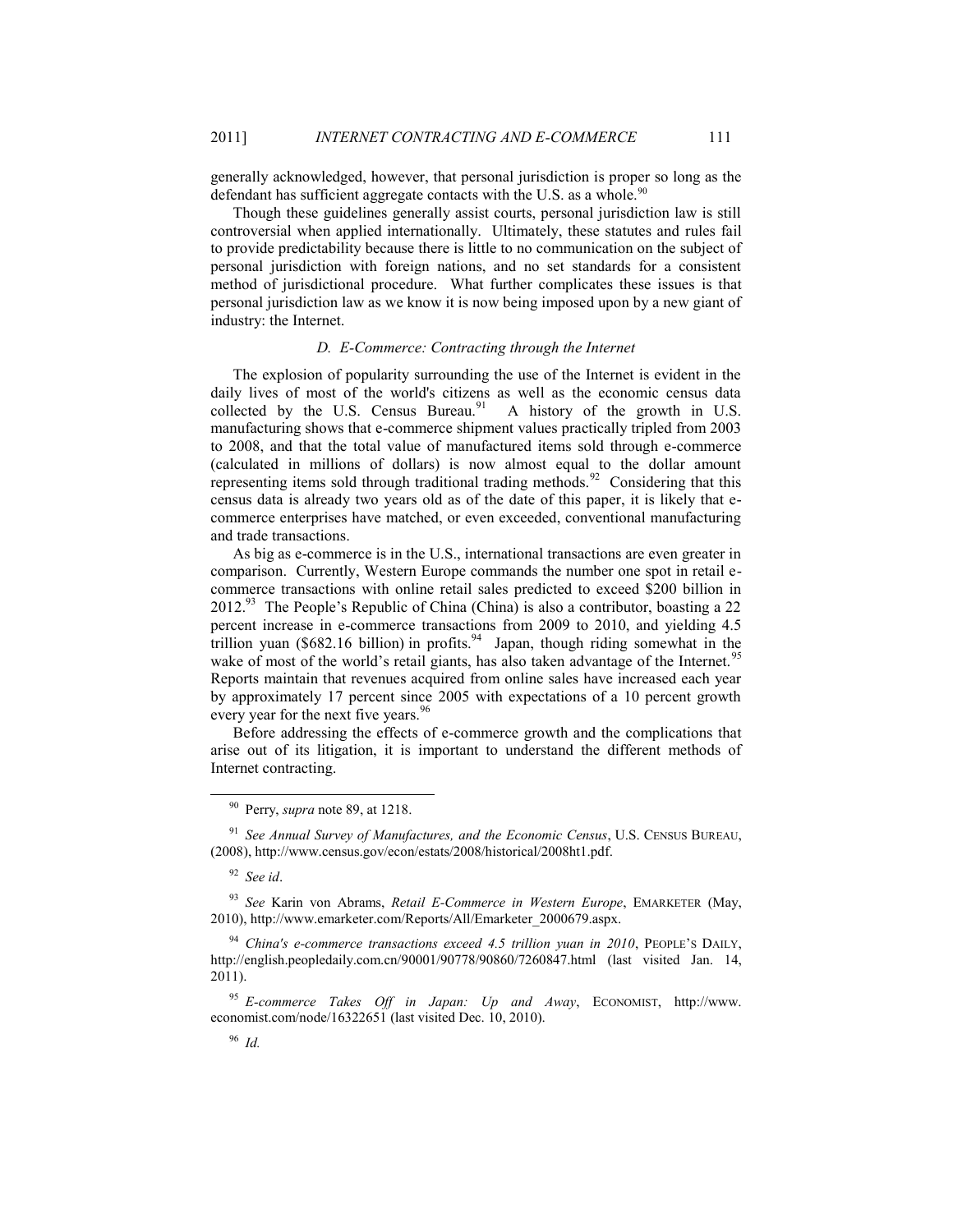generally acknowledged, however, that personal jurisdiction is proper so long as the defendant has sufficient aggregate contacts with the U.S. as a whole.[90]

Though these guidelines generally assist courts, personal jurisdiction law is still controversial when applied internationally. Ultimately, these statutes and rules fail to provide predictability because there is little to no communication on the subject of personal jurisdiction with foreign nations, and no set standards for a consistent method of jurisdictional procedure. What further complicates these issues is that personal jurisdiction law as we know it is now being imposed upon by a new giant of industry: the Internet.

### *D. E-Commerce: Contracting through the Internet*

The explosion of popularity surrounding the use of the Internet is evident in the daily lives of most of the world's citizens as well as the economic census data collected by the U.S. Census Bureau.[91] A history of the growth in U.S. manufacturing shows that e-commerce shipment values practically tripled from 2003 to 2008, and that the total value of manufactured items sold through e-commerce (calculated in millions of dollars) is now almost equal to the dollar amount representing items sold through traditional trading methods.[92] Considering that this census data is already two years old as of the date of this paper, it is likely that e-commerce enterprises have matched, or even exceeded, conventional manufacturing and trade transactions.

As big as e-commerce is in the U.S., international transactions are even greater in comparison. Currently, Western Europe commands the number one spot in retail e-commerce transactions with online retail sales predicted to exceed $200 billion in 2012.[93] The People's Republic of China (China) is also a contributor, boasting a 22 percent increase in e-commerce transactions from 2009 to 2010, and yielding 4.5 trillion yuan ($682.16 billion) in profits.[94] Japan, though riding somewhat in the wake of most of the world's retail giants, has also taken advantage of the Internet.[95] Reports maintain that revenues acquired from online sales have increased each year by approximately 17 percent since 2005 with expectations of a 10 percent growth every year for the next five years.[96]

Before addressing the effects of e-commerce growth and the complications that arise out of its litigation, it is important to understand the different methods of Internet contracting.

---

[90] Perry, *supra* note 89, at 1218.

[91] *See Annual Survey of Manufactures, and the Economic Census*, U.S. CENSUS BUREAU, (2008), http://www.census.gov/econ/estats/2008/historical/2008ht1.pdf.

[92] *See id*.

[93] *See* Karin von Abrams, *Retail E-Commerce in Western Europe*, EMARKETER (May, 2010), http://www.emarketer.com/Reports/All/Emarketer_2000679.aspx.

[94] *China's e-commerce transactions exceed 4.5 trillion yuan in 2010*, PEOPLE'S DAILY, http://english.peopledaily.com.cn/90001/90778/90860/7260847.html (last visited Jan. 14, 2011).

[95] *E-commerce Takes Off in Japan: Up and Away*, ECONOMIST, http://www.economist.com/node/16322651 (last visited Dec. 10, 2010).

[96] *Id.*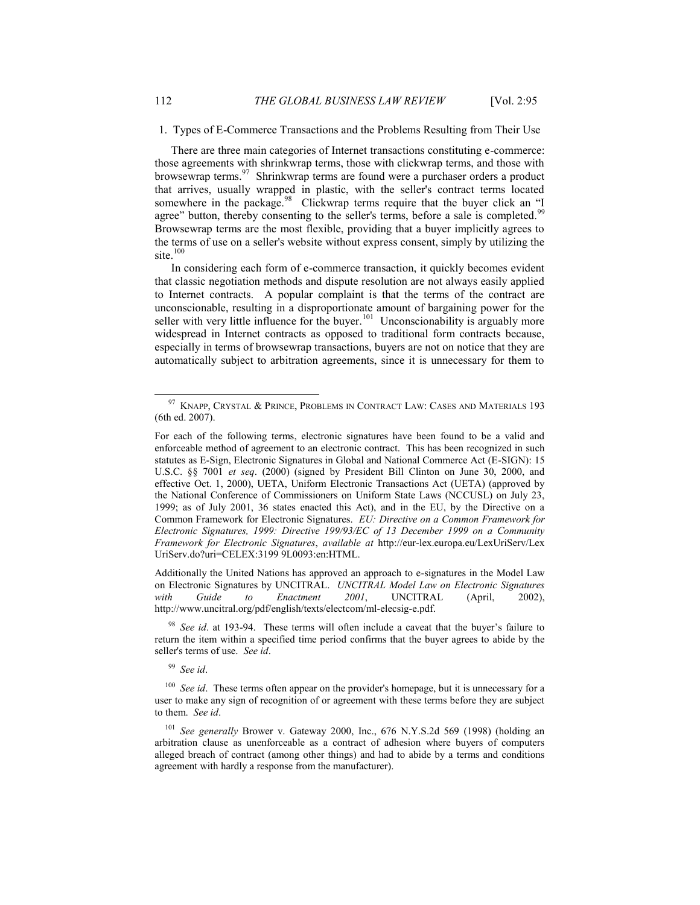1. Types of E-Commerce Transactions and the Problems Resulting from Their Use

There are three main categories of Internet transactions constituting e-commerce: those agreements with shrinkwrap terms, those with clickwrap terms, and those with browsewrap terms.[97] Shrinkwrap terms are found were a purchaser orders a product that arrives, usually wrapped in plastic, with the seller's contract terms located somewhere in the package.[98] Clickwrap terms require that the buyer click an "I agree" button, thereby consenting to the seller's terms, before a sale is completed.[99] Browsewrap terms are the most flexible, providing that a buyer implicitly agrees to the terms of use on a seller's website without express consent, simply by utilizing the site.[100]

In considering each form of e-commerce transaction, it quickly becomes evident that classic negotiation methods and dispute resolution are not always easily applied to Internet contracts. A popular complaint is that the terms of the contract are unconscionable, resulting in a disproportionate amount of bargaining power for the seller with very little influence for the buyer.[101] Unconscionability is arguably more widespread in Internet contracts as opposed to traditional form contracts because, especially in terms of browsewrap transactions, buyers are not on notice that they are automatically subject to arbitration agreements, since it is unnecessary for them to

---

[97] KNAPP, CRYSTAL & PRINCE, PROBLEMS IN CONTRACT LAW: CASES AND MATERIALS 193 (6th ed. 2007).

For each of the following terms, electronic signatures have been found to be a valid and enforceable method of agreement to an electronic contract. This has been recognized in such statutes as E-Sign, Electronic Signatures in Global and National Commerce Act (E-SIGN): 15 U.S.C. §§ 7001 *et seq*. (2000) (signed by President Bill Clinton on June 30, 2000, and effective Oct. 1, 2000), UETA, Uniform Electronic Transactions Act (UETA) (approved by the National Conference of Commissioners on Uniform State Laws (NCCUSL) on July 23, 1999; as of July 2001, 36 states enacted this Act), and in the EU, by the Directive on a Common Framework for Electronic Signatures. *EU: Directive on a Common Framework for Electronic Signatures, 1999: Directive 199/93/EC of 13 December 1999 on a Community Framework for Electronic Signatures*, *available at* http://eur-lex.europa.eu/LexUriServ/LexUriServ.do?uri=CELEX:3199 9L0093:en:HTML.

Additionally the United Nations has approved an approach to e-signatures in the Model Law on Electronic Signatures by UNCITRAL. *UNCITRAL Model Law on Electronic Signatures with Guide to Enactment 2001*, UNCITRAL (April, 2002), http://www.uncitral.org/pdf/english/texts/electcom/ml-elecsig-e.pdf.

[98] *See id*. at 193-94. These terms will often include a caveat that the buyer's failure to return the item within a specified time period confirms that the buyer agrees to abide by the seller's terms of use. *See id*.

[99] *See id*.

[100] *See id*. These terms often appear on the provider's homepage, but it is unnecessary for a user to make any sign of recognition of or agreement with these terms before they are subject to them. *See id*.

[101] *See generally* Brower v. Gateway 2000, Inc., 676 N.Y.S.2d 569 (1998) (holding an arbitration clause as unenforceable as a contract of adhesion where buyers of computers alleged breach of contract (among other things) and had to abide by a terms and conditions agreement with hardly a response from the manufacturer).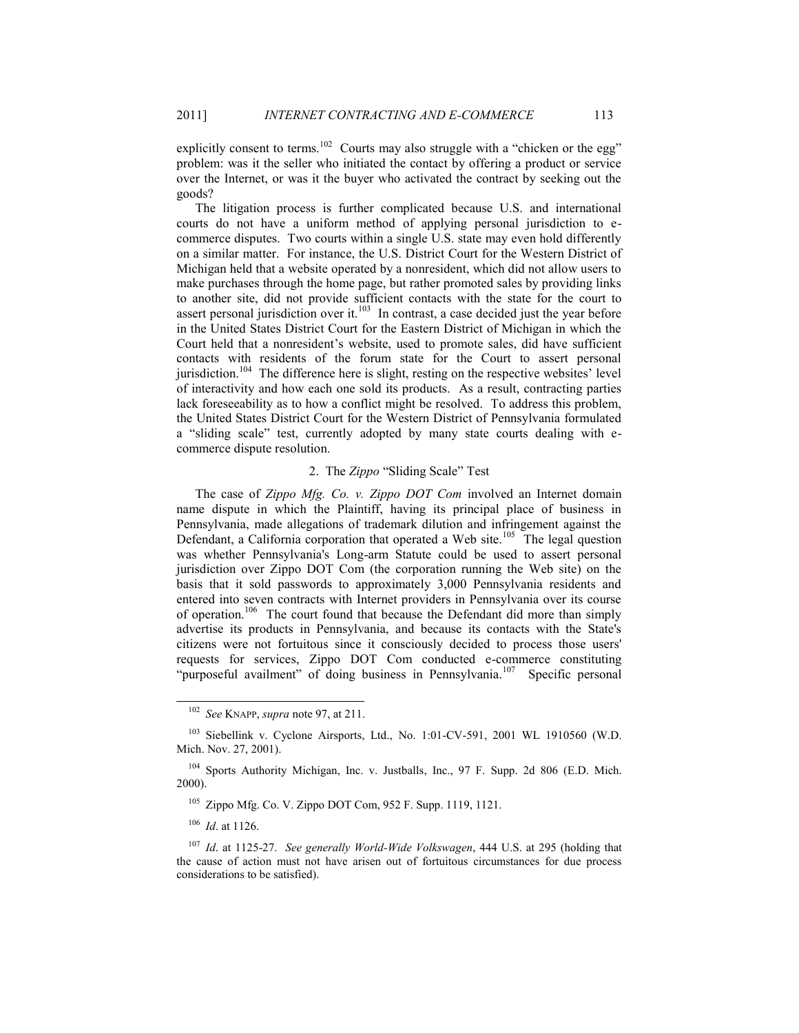explicitly consent to terms.[102] Courts may also struggle with a "chicken or the egg" problem: was it the seller who initiated the contact by offering a product or service over the Internet, or was it the buyer who activated the contract by seeking out the goods?

The litigation process is further complicated because U.S. and international courts do not have a uniform method of applying personal jurisdiction to e-commerce disputes. Two courts within a single U.S. state may even hold differently on a similar matter. For instance, the U.S. District Court for the Western District of Michigan held that a website operated by a nonresident, which did not allow users to make purchases through the home page, but rather promoted sales by providing links to another site, did not provide sufficient contacts with the state for the court to assert personal jurisdiction over it.[103] In contrast, a case decided just the year before in the United States District Court for the Eastern District of Michigan in which the Court held that a nonresident's website, used to promote sales, did have sufficient contacts with residents of the forum state for the Court to assert personal jurisdiction.[104] The difference here is slight, resting on the respective websites' level of interactivity and how each one sold its products. As a result, contracting parties lack foreseeability as to how a conflict might be resolved. To address this problem, the United States District Court for the Western District of Pennsylvania formulated a "sliding scale" test, currently adopted by many state courts dealing with e-commerce dispute resolution.

### 2. The *Zippo* "Sliding Scale" Test

The case of *Zippo Mfg. Co. v. Zippo DOT Com* involved an Internet domain name dispute in which the Plaintiff, having its principal place of business in Pennsylvania, made allegations of trademark dilution and infringement against the Defendant, a California corporation that operated a Web site.[105] The legal question was whether Pennsylvania's Long-arm Statute could be used to assert personal jurisdiction over Zippo DOT Com (the corporation running the Web site) on the basis that it sold passwords to approximately 3,000 Pennsylvania residents and entered into seven contracts with Internet providers in Pennsylvania over its course of operation.[106] The court found that because the Defendant did more than simply advertise its products in Pennsylvania, and because its contacts with the State's citizens were not fortuitous since it consciously decided to process those users' requests for services, Zippo DOT Com conducted e-commerce constituting "purposeful availment" of doing business in Pennsylvania.[107] Specific personal

---

[102] *See* KNAPP, *supra* note 97, at 211.

[103] Siebellink v. Cyclone Airsports, Ltd., No. 1:01-CV-591, 2001 WL 1910560 (W.D. Mich. Nov. 27, 2001).

[104] Sports Authority Michigan, Inc. v. Justballs, Inc., 97 F. Supp. 2d 806 (E.D. Mich. 2000).

[105] Zippo Mfg. Co. V. Zippo DOT Com, 952 F. Supp. 1119, 1121.

[106] *Id*. at 1126.

[107] *Id*. at 1125-27. *See generally World-Wide Volkswagen*, 444 U.S. at 295 (holding that the cause of action must not have arisen out of fortuitous circumstances for due process considerations to be satisfied).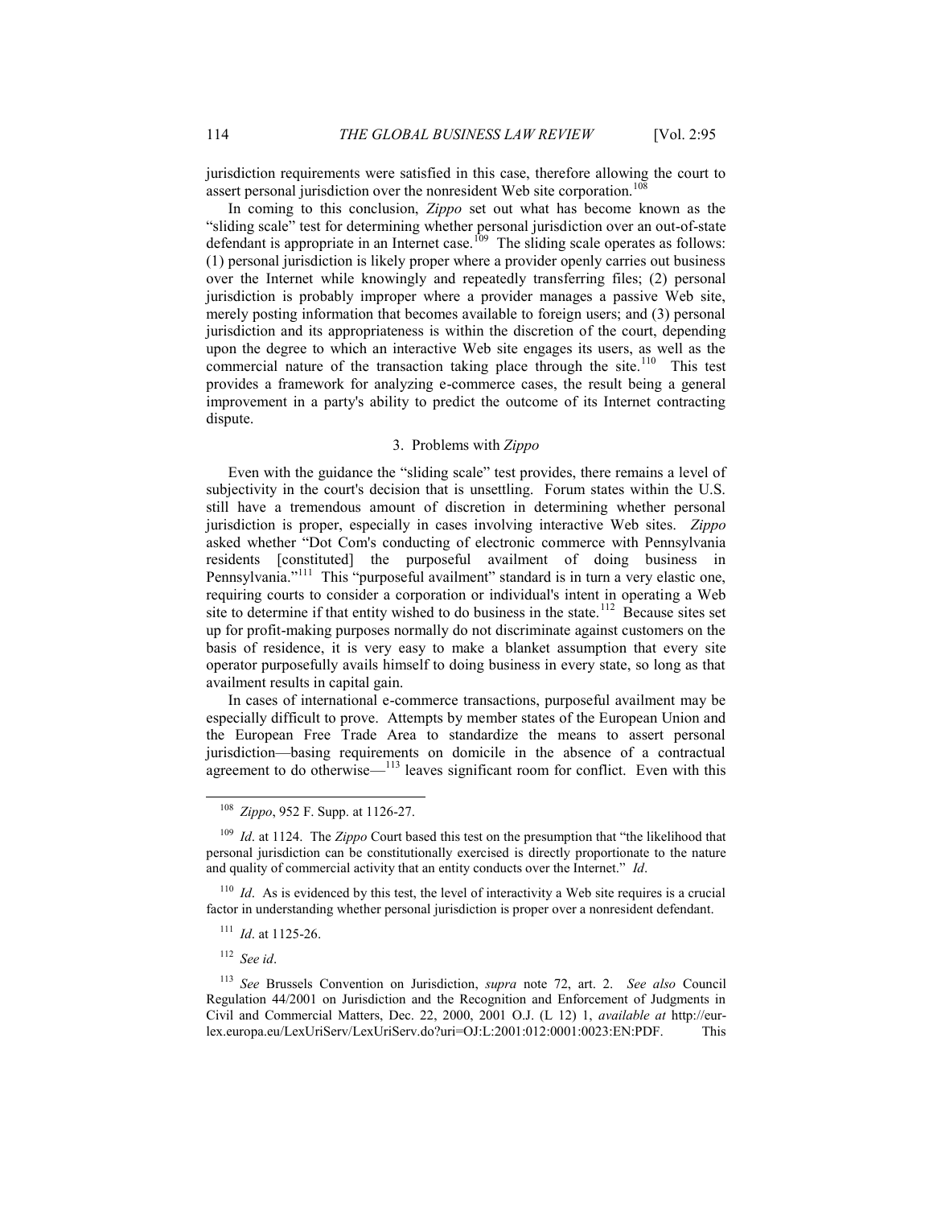jurisdiction requirements were satisfied in this case, therefore allowing the court to assert personal jurisdiction over the nonresident Web site corporation.[108]

In coming to this conclusion, *Zippo* set out what has become known as the "sliding scale" test for determining whether personal jurisdiction over an out-of-state defendant is appropriate in an Internet case.[109] The sliding scale operates as follows: (1) personal jurisdiction is likely proper where a provider openly carries out business over the Internet while knowingly and repeatedly transferring files; (2) personal jurisdiction is probably improper where a provider manages a passive Web site, merely posting information that becomes available to foreign users; and (3) personal jurisdiction and its appropriateness is within the discretion of the court, depending upon the degree to which an interactive Web site engages its users, as well as the commercial nature of the transaction taking place through the site.[110] This test provides a framework for analyzing e-commerce cases, the result being a general improvement in a party's ability to predict the outcome of its Internet contracting dispute.

### 3. Problems with *Zippo*

Even with the guidance the "sliding scale" test provides, there remains a level of subjectivity in the court's decision that is unsettling. Forum states within the U.S. still have a tremendous amount of discretion in determining whether personal jurisdiction is proper, especially in cases involving interactive Web sites. *Zippo* asked whether "Dot Com's conducting of electronic commerce with Pennsylvania residents [constituted] the purposeful availment of doing business in Pennsylvania."[111] This "purposeful availment" standard is in turn a very elastic one, requiring courts to consider a corporation or individual's intent in operating a Web site to determine if that entity wished to do business in the state.[112] Because sites set up for profit-making purposes normally do not discriminate against customers on the basis of residence, it is very easy to make a blanket assumption that every site operator purposefully avails himself to doing business in every state, so long as that availment results in capital gain.

In cases of international e-commerce transactions, purposeful availment may be especially difficult to prove. Attempts by member states of the European Union and the European Free Trade Area to standardize the means to assert personal jurisdiction—basing requirements on domicile in the absence of a contractual agreement to do otherwise—[113] leaves significant room for conflict. Even with this

---

[108] *Zippo*, 952 F. Supp. at 1126-27.

[109] *Id*. at 1124. The *Zippo* Court based this test on the presumption that "the likelihood that personal jurisdiction can be constitutionally exercised is directly proportionate to the nature and quality of commercial activity that an entity conducts over the Internet." *Id*.

[110] *Id*. As is evidenced by this test, the level of interactivity a Web site requires is a crucial factor in understanding whether personal jurisdiction is proper over a nonresident defendant.

[111] *Id*. at 1125-26.

[112] *See id*.

[113] *See* Brussels Convention on Jurisdiction, *supra* note 72, art. 2. *See also* Council Regulation 44/2001 on Jurisdiction and the Recognition and Enforcement of Judgments in Civil and Commercial Matters, Dec. 22, 2000, 2001 O.J. (L 12) 1, *available at* http://eur-lex.europa.eu/LexUriServ/LexUriServ.do?uri=OJ:L:2001:012:0001:0023:EN:PDF. This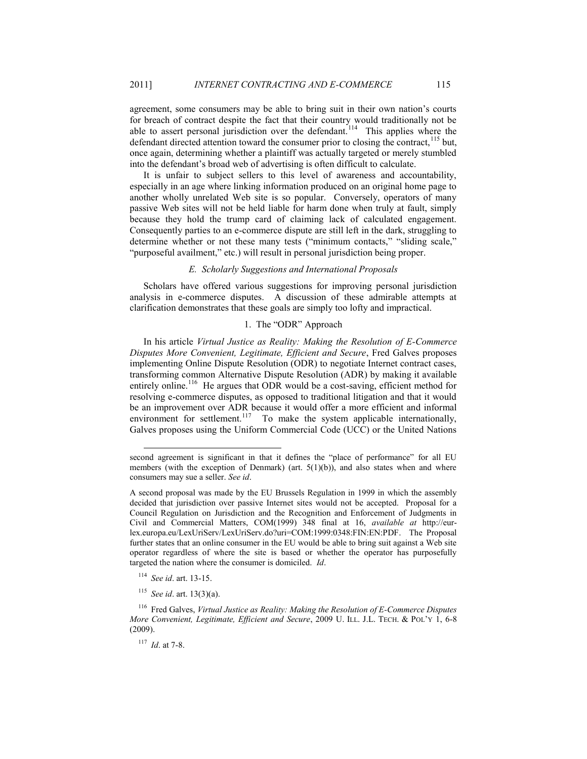agreement, some consumers may be able to bring suit in their own nation's courts for breach of contract despite the fact that their country would traditionally not be able to assert personal jurisdiction over the defendant.[114] This applies where the defendant directed attention toward the consumer prior to closing the contract,[115] but, once again, determining whether a plaintiff was actually targeted or merely stumbled into the defendant's broad web of advertising is often difficult to calculate.

It is unfair to subject sellers to this level of awareness and accountability, especially in an age where linking information produced on an original home page to another wholly unrelated Web site is so popular. Conversely, operators of many passive Web sites will not be held liable for harm done when truly at fault, simply because they hold the trump card of claiming lack of calculated engagement. Consequently parties to an e-commerce dispute are still left in the dark, struggling to determine whether or not these many tests ("minimum contacts," "sliding scale," "purposeful availment," etc.) will result in personal jurisdiction being proper.

### *E. Scholarly Suggestions and International Proposals*

Scholars have offered various suggestions for improving personal jurisdiction analysis in e-commerce disputes. A discussion of these admirable attempts at clarification demonstrates that these goals are simply too lofty and impractical.

#### 1. The "ODR" Approach

In his article *Virtual Justice as Reality: Making the Resolution of E-Commerce Disputes More Convenient, Legitimate, Efficient and Secure*, Fred Galves proposes implementing Online Dispute Resolution (ODR) to negotiate Internet contract cases, transforming common Alternative Dispute Resolution (ADR) by making it available entirely online.[116] He argues that ODR would be a cost-saving, efficient method for resolving e-commerce disputes, as opposed to traditional litigation and that it would be an improvement over ADR because it would offer a more efficient and informal environment for settlement.[117] To make the system applicable internationally, Galves proposes using the Uniform Commercial Code (UCC) or the United Nations

---

second agreement is significant in that it defines the "place of performance" for all EU members (with the exception of Denmark) (art. 5(1)(b)), and also states when and where consumers may sue a seller. *See id*.

A second proposal was made by the EU Brussels Regulation in 1999 in which the assembly decided that jurisdiction over passive Internet sites would not be accepted. Proposal for a Council Regulation on Jurisdiction and the Recognition and Enforcement of Judgments in Civil and Commercial Matters, COM(1999) 348 final at 16, *available at* http://eur-lex.europa.eu/LexUriServ/LexUriServ.do?uri=COM:1999:0348:FIN:EN:PDF. The Proposal further states that an online consumer in the EU would be able to bring suit against a Web site operator regardless of where the site is based or whether the operator has purposefully targeted the nation where the consumer is domiciled. *Id*.

[114] *See id*. art. 13-15.

[115] *See id*. art. 13(3)(a).

[116] Fred Galves, *Virtual Justice as Reality: Making the Resolution of E-Commerce Disputes More Convenient, Legitimate, Efficient and Secure*, 2009 U. ILL. J.L. TECH. & POL'Y 1, 6-8 (2009).

[117] *Id*. at 7-8.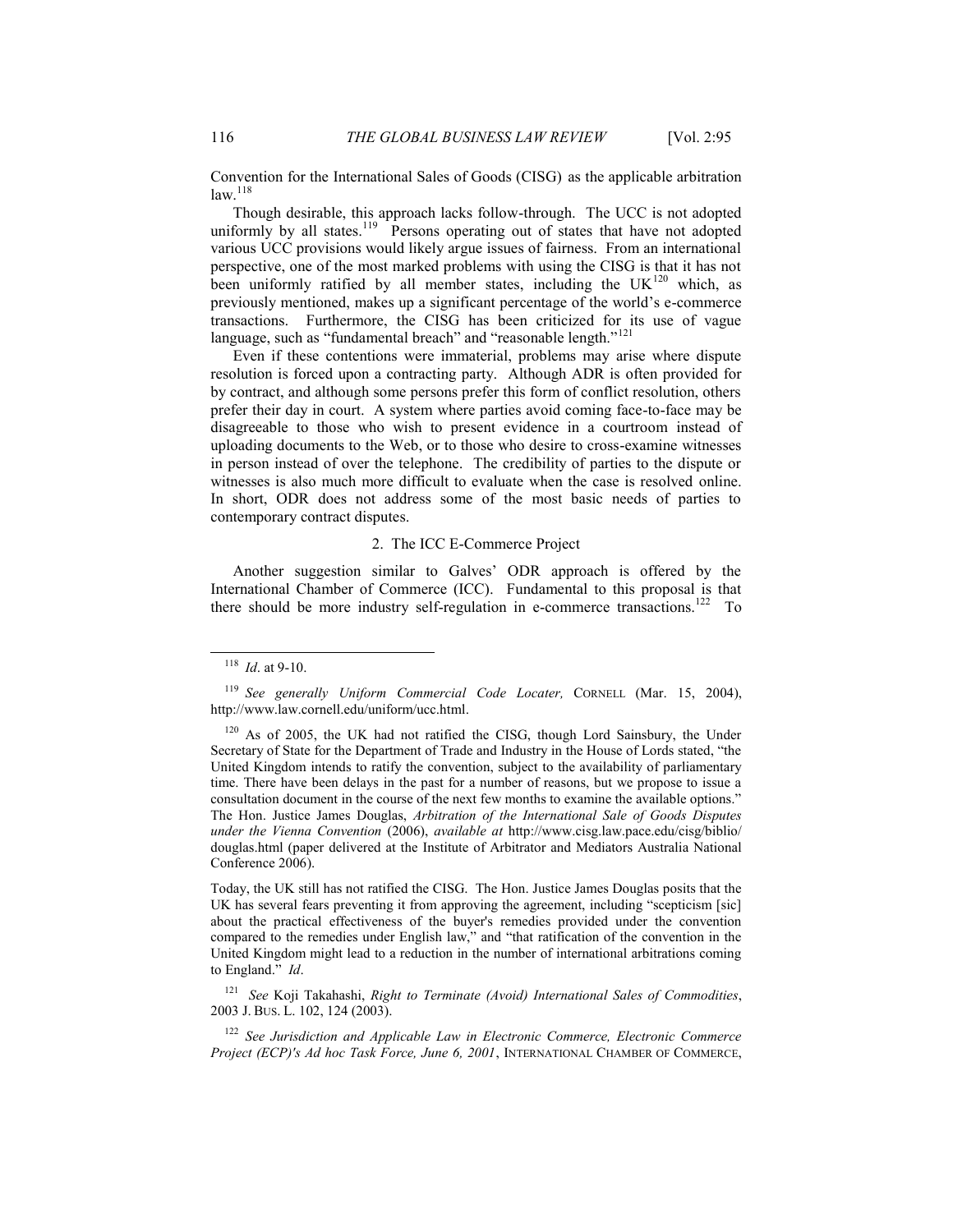Convention for the International Sales of Goods (CISG) as the applicable arbitration law.[118]

Though desirable, this approach lacks follow-through. The UCC is not adopted uniformly by all states.[119] Persons operating out of states that have not adopted various UCC provisions would likely argue issues of fairness. From an international perspective, one of the most marked problems with using the CISG is that it has not been uniformly ratified by all member states, including the UK[120] which, as previously mentioned, makes up a significant percentage of the world's e-commerce transactions. Furthermore, the CISG has been criticized for its use of vague language, such as "fundamental breach" and "reasonable length."[121]

Even if these contentions were immaterial, problems may arise where dispute resolution is forced upon a contracting party. Although ADR is often provided for by contract, and although some persons prefer this form of conflict resolution, others prefer their day in court. A system where parties avoid coming face-to-face may be disagreeable to those who wish to present evidence in a courtroom instead of uploading documents to the Web, or to those who desire to cross-examine witnesses in person instead of over the telephone. The credibility of parties to the dispute or witnesses is also much more difficult to evaluate when the case is resolved online. In short, ODR does not address some of the most basic needs of parties to contemporary contract disputes.

### 2. The ICC E-Commerce Project

Another suggestion similar to Galves' ODR approach is offered by the International Chamber of Commerce (ICC). Fundamental to this proposal is that there should be more industry self-regulation in e-commerce transactions.[122] To

---

[118] *Id*. at 9-10.

[119] *See generally Uniform Commercial Code Locater,* CORNELL (Mar. 15, 2004), http://www.law.cornell.edu/uniform/ucc.html.

[120] As of 2005, the UK had not ratified the CISG, though Lord Sainsbury, the Under Secretary of State for the Department of Trade and Industry in the House of Lords stated, "the United Kingdom intends to ratify the convention, subject to the availability of parliamentary time. There have been delays in the past for a number of reasons, but we propose to issue a consultation document in the course of the next few months to examine the available options." The Hon. Justice James Douglas, *Arbitration of the International Sale of Goods Disputes under the Vienna Convention* (2006), *available at* http://www.cisg.law.pace.edu/cisg/biblio/douglas.html (paper delivered at the Institute of Arbitrator and Mediators Australia National Conference 2006).

Today, the UK still has not ratified the CISG. The Hon. Justice James Douglas posits that the UK has several fears preventing it from approving the agreement, including "scepticism [sic] about the practical effectiveness of the buyer's remedies provided under the convention compared to the remedies under English law," and "that ratification of the convention in the United Kingdom might lead to a reduction in the number of international arbitrations coming to England." *Id*.

[121] *See* Koji Takahashi, *Right to Terminate (Avoid) International Sales of Commodities*, 2003 J. BUS. L. 102, 124 (2003).

[122] *See Jurisdiction and Applicable Law in Electronic Commerce, Electronic Commerce Project (ECP)'s Ad hoc Task Force, June 6, 2001*, INTERNATIONAL CHAMBER OF COMMERCE,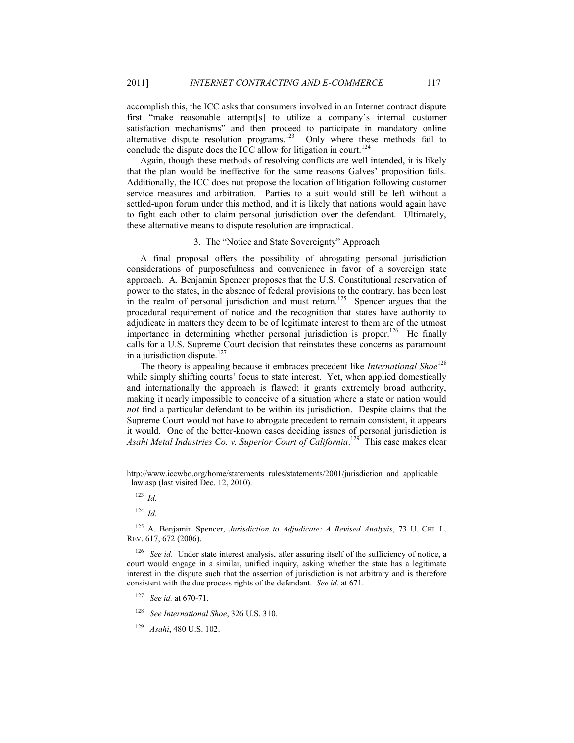accomplish this, the ICC asks that consumers involved in an Internet contract dispute first "make reasonable attempt[s] to utilize a company's internal customer satisfaction mechanisms" and then proceed to participate in mandatory online alternative dispute resolution programs.[123] Only where these methods fail to conclude the dispute does the ICC allow for litigation in court.[124]

Again, though these methods of resolving conflicts are well intended, it is likely that the plan would be ineffective for the same reasons Galves' proposition fails. Additionally, the ICC does not propose the location of litigation following customer service measures and arbitration. Parties to a suit would still be left without a settled-upon forum under this method, and it is likely that nations would again have to fight each other to claim personal jurisdiction over the defendant. Ultimately, these alternative means to dispute resolution are impractical.

### 3. The "Notice and State Sovereignty" Approach

A final proposal offers the possibility of abrogating personal jurisdiction considerations of purposefulness and convenience in favor of a sovereign state approach. A. Benjamin Spencer proposes that the U.S. Constitutional reservation of power to the states, in the absence of federal provisions to the contrary, has been lost in the realm of personal jurisdiction and must return.[125] Spencer argues that the procedural requirement of notice and the recognition that states have authority to adjudicate in matters they deem to be of legitimate interest to them are of the utmost importance in determining whether personal jurisdiction is proper.[126] He finally calls for a U.S. Supreme Court decision that reinstates these concerns as paramount in a jurisdiction dispute.[127]

The theory is appealing because it embraces precedent like *International Shoe*[128] while simply shifting courts' focus to state interest. Yet, when applied domestically and internationally the approach is flawed; it grants extremely broad authority, making it nearly impossible to conceive of a situation where a state or nation would *not* find a particular defendant to be within its jurisdiction. Despite claims that the Supreme Court would not have to abrogate precedent to remain consistent, it appears it would. One of the better-known cases deciding issues of personal jurisdiction is *Asahi Metal Industries Co. v. Superior Court of California*.[129] This case makes clear

---

http://www.iccwbo.org/home/statements_rules/statements/2001/jurisdiction_and_applicable_law.asp (last visited Dec. 12, 2010).

[123] *Id*.

[124] *Id*.

[125] A. Benjamin Spencer, *Jurisdiction to Adjudicate: A Revised Analysis*, 73 U. CHI. L. REV. 617, 672 (2006).

[126] *See id*. Under state interest analysis, after assuring itself of the sufficiency of notice, a court would engage in a similar, unified inquiry, asking whether the state has a legitimate interest in the dispute such that the assertion of jurisdiction is not arbitrary and is therefore consistent with the due process rights of the defendant. *See id.* at 671.

[127] *See id.* at 670-71.

[128] *See International Shoe*, 326 U.S. 310.

[129] *Asahi*, 480 U.S. 102.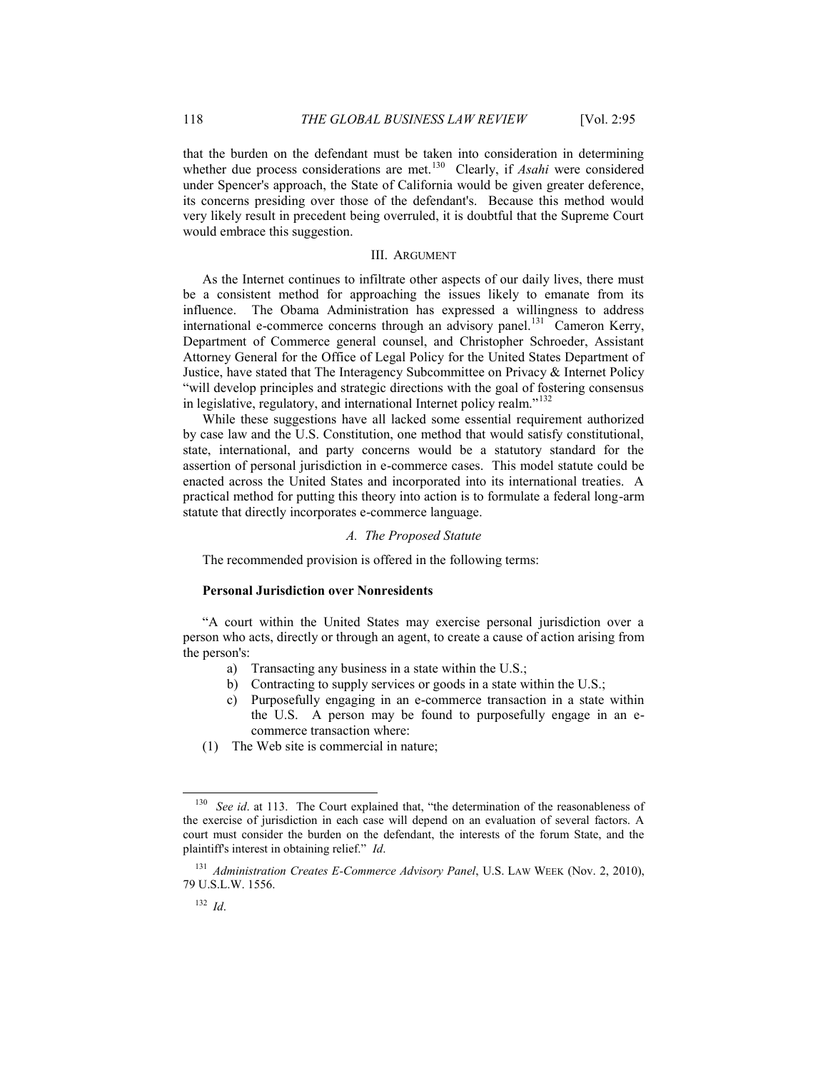that the burden on the defendant must be taken into consideration in determining whether due process considerations are met.[130] Clearly, if *Asahi* were considered under Spencer's approach, the State of California would be given greater deference, its concerns presiding over those of the defendant's. Because this method would very likely result in precedent being overruled, it is doubtful that the Supreme Court would embrace this suggestion.

## III. Argument

As the Internet continues to infiltrate other aspects of our daily lives, there must be a consistent method for approaching the issues likely to emanate from its influence. The Obama Administration has expressed a willingness to address international e-commerce concerns through an advisory panel.[131] Cameron Kerry, Department of Commerce general counsel, and Christopher Schroeder, Assistant Attorney General for the Office of Legal Policy for the United States Department of Justice, have stated that The Interagency Subcommittee on Privacy & Internet Policy "will develop principles and strategic directions with the goal of fostering consensus in legislative, regulatory, and international Internet policy realm."[132]

While these suggestions have all lacked some essential requirement authorized by case law and the U.S. Constitution, one method that would satisfy constitutional, state, international, and party concerns would be a statutory standard for the assertion of personal jurisdiction in e-commerce cases. This model statute could be enacted across the United States and incorporated into its international treaties. A practical method for putting this theory into action is to formulate a federal long-arm statute that directly incorporates e-commerce language.

### *A. The Proposed Statute*

The recommended provision is offered in the following terms:

**Personal Jurisdiction over Nonresidents**

"A court within the United States may exercise personal jurisdiction over a person who acts, directly or through an agent, to create a cause of action arising from the person's:

a) Transacting any business in a state within the U.S.;
b) Contracting to supply services or goods in a state within the U.S.;
c) Purposefully engaging in an e-commerce transaction in a state within the U.S. A person may be found to purposefully engage in an e-commerce transaction where:

(1) The Web site is commercial in nature;

---

[130] *See id*. at 113. The Court explained that, "the determination of the reasonableness of the exercise of jurisdiction in each case will depend on an evaluation of several factors. A court must consider the burden on the defendant, the interests of the forum State, and the plaintiff's interest in obtaining relief." *Id*.

[131] *Administration Creates E-Commerce Advisory Panel*, U.S. Law Week (Nov. 2, 2010), 79 U.S.L.W. 1556.

[132] *Id*.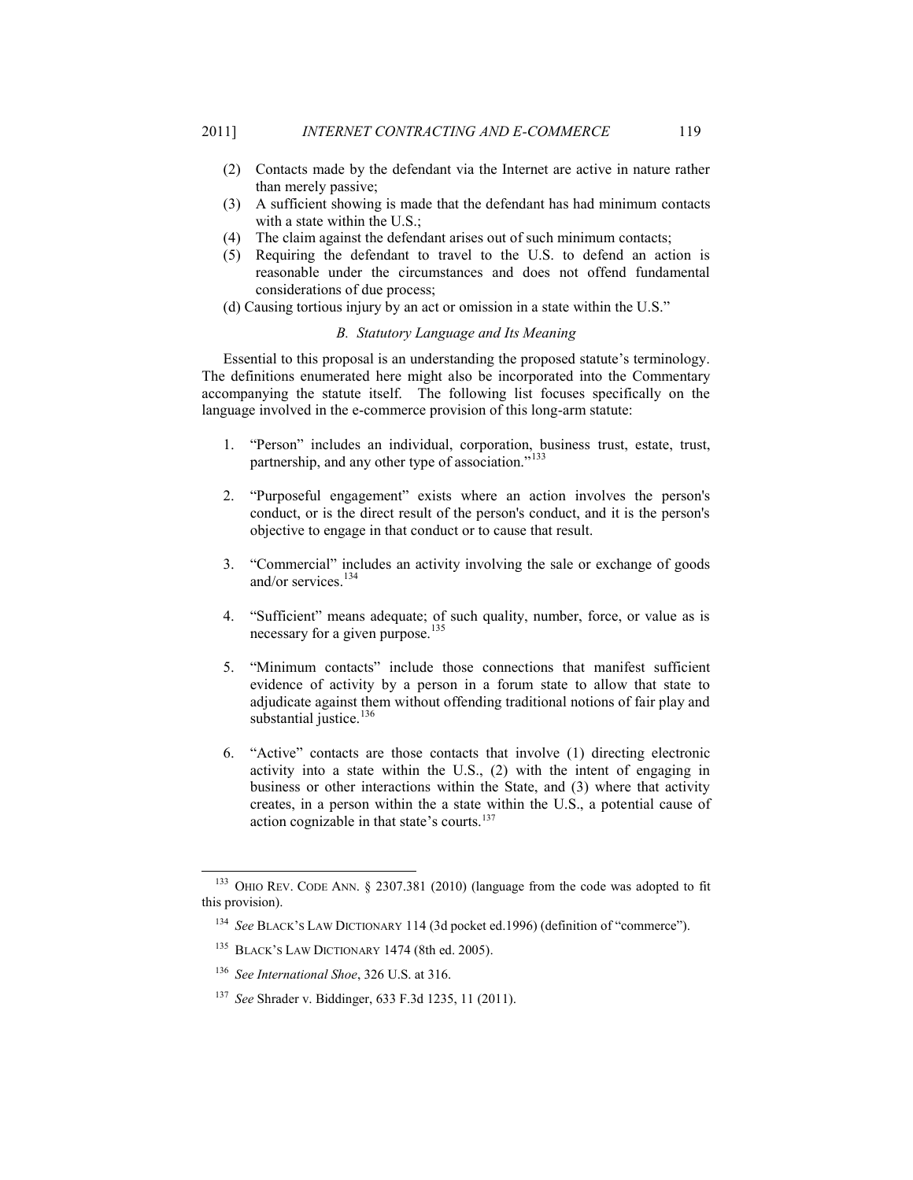(2) Contacts made by the defendant via the Internet are active in nature rather than merely passive;
(3) A sufficient showing is made that the defendant has had minimum contacts with a state within the U.S.;
(4) The claim against the defendant arises out of such minimum contacts;
(5) Requiring the defendant to travel to the U.S. to defend an action is reasonable under the circumstances and does not offend fundamental considerations of due process;

(d) Causing tortious injury by an act or omission in a state within the U.S."

### *B. Statutory Language and Its Meaning*

Essential to this proposal is an understanding the proposed statute's terminology. The definitions enumerated here might also be incorporated into the Commentary accompanying the statute itself. The following list focuses specifically on the language involved in the e-commerce provision of this long-arm statute:

1. "Person" includes an individual, corporation, business trust, estate, trust, partnership, and any other type of association."[133]

2. "Purposeful engagement" exists where an action involves the person's conduct, or is the direct result of the person's conduct, and it is the person's objective to engage in that conduct or to cause that result.

3. "Commercial" includes an activity involving the sale or exchange of goods and/or services.[134]

4. "Sufficient" means adequate; of such quality, number, force, or value as is necessary for a given purpose.[135]

5. "Minimum contacts" include those connections that manifest sufficient evidence of activity by a person in a forum state to allow that state to adjudicate against them without offending traditional notions of fair play and substantial justice.[136]

6. "Active" contacts are those contacts that involve (1) directing electronic activity into a state within the U.S., (2) with the intent of engaging in business or other interactions within the State, and (3) where that activity creates, in a person within the a state within the U.S., a potential cause of action cognizable in that state's courts.[137]

---

[133] OHIO REV. CODE ANN. § 2307.381 (2010) (language from the code was adopted to fit this provision).

[134] *See* BLACK'S LAW DICTIONARY 114 (3d pocket ed.1996) (definition of "commerce").

[135] BLACK'S LAW DICTIONARY 1474 (8th ed. 2005).

[136] *See International Shoe*, 326 U.S. at 316.

[137] *See* Shrader v. Biddinger, 633 F.3d 1235, 11 (2011).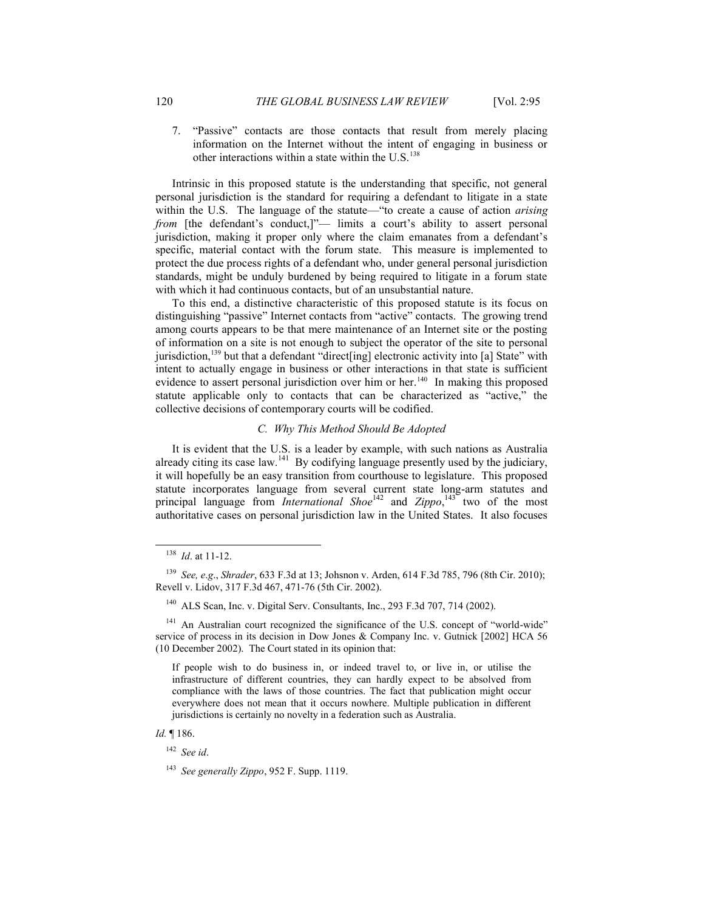7. "Passive" contacts are those contacts that result from merely placing information on the Internet without the intent of engaging in business or other interactions within a state within the U.S.[138]

Intrinsic in this proposed statute is the understanding that specific, not general personal jurisdiction is the standard for requiring a defendant to litigate in a state within the U.S. The language of the statute—"to create a cause of action *arising from* [the defendant's conduct,]"— limits a court's ability to assert personal jurisdiction, making it proper only where the claim emanates from a defendant's specific, material contact with the forum state. This measure is implemented to protect the due process rights of a defendant who, under general personal jurisdiction standards, might be unduly burdened by being required to litigate in a forum state with which it had continuous contacts, but of an unsubstantial nature.

To this end, a distinctive characteristic of this proposed statute is its focus on distinguishing "passive" Internet contacts from "active" contacts. The growing trend among courts appears to be that mere maintenance of an Internet site or the posting of information on a site is not enough to subject the operator of the site to personal jurisdiction,[139] but that a defendant "direct[ing] electronic activity into [a] State" with intent to actually engage in business or other interactions in that state is sufficient evidence to assert personal jurisdiction over him or her.[140] In making this proposed statute applicable only to contacts that can be characterized as "active," the collective decisions of contemporary courts will be codified.

### C. *Why This Method Should Be Adopted*

It is evident that the U.S. is a leader by example, with such nations as Australia already citing its case law.[141] By codifying language presently used by the judiciary, it will hopefully be an easy transition from courthouse to legislature. This proposed statute incorporates language from several current state long-arm statutes and principal language from *International Shoe*[142] and *Zippo*,[143] two of the most authoritative cases on personal jurisdiction law in the United States. It also focuses

---

[138] *Id*. at 11-12.

[139] *See, e.g*., *Shrader*, 633 F.3d at 13; Johsnon v. Arden, 614 F.3d 785, 796 (8th Cir. 2010); Revell v. Lidov, 317 F.3d 467, 471-76 (5th Cir. 2002).

[140] ALS Scan, Inc. v. Digital Serv. Consultants, Inc., 293 F.3d 707, 714 (2002).

[141] An Australian court recognized the significance of the U.S. concept of "world-wide" service of process in its decision in Dow Jones & Company Inc. v. Gutnick [2002] HCA 56 (10 December 2002). The Court stated in its opinion that:

> If people wish to do business in, or indeed travel to, or live in, or utilise the infrastructure of different countries, they can hardly expect to be absolved from compliance with the laws of those countries. The fact that publication might occur everywhere does not mean that it occurs nowhere. Multiple publication in different jurisdictions is certainly no novelty in a federation such as Australia.

*Id.* ¶ 186.

[142] *See id*.

[143] *See generally Zippo*, 952 F. Supp. 1119.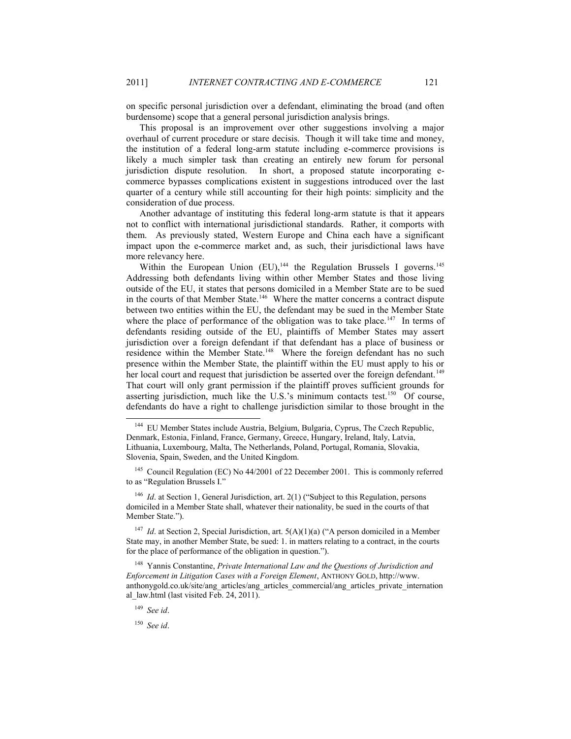on specific personal jurisdiction over a defendant, eliminating the broad (and often burdensome) scope that a general personal jurisdiction analysis brings.

This proposal is an improvement over other suggestions involving a major overhaul of current procedure or stare decisis. Though it will take time and money, the institution of a federal long-arm statute including e-commerce provisions is likely a much simpler task than creating an entirely new forum for personal jurisdiction dispute resolution. In short, a proposed statute incorporating e-commerce bypasses complications existent in suggestions introduced over the last quarter of a century while still accounting for their high points: simplicity and the consideration of due process.

Another advantage of instituting this federal long-arm statute is that it appears not to conflict with international jurisdictional standards. Rather, it comports with them. As previously stated, Western Europe and China each have a significant impact upon the e-commerce market and, as such, their jurisdictional laws have more relevancy here.

Within the European Union (EU),[144] the Regulation Brussels I governs.[145] Addressing both defendants living within other Member States and those living outside of the EU, it states that persons domiciled in a Member State are to be sued in the courts of that Member State.[146] Where the matter concerns a contract dispute between two entities within the EU, the defendant may be sued in the Member State where the place of performance of the obligation was to take place.[147] In terms of defendants residing outside of the EU, plaintiffs of Member States may assert jurisdiction over a foreign defendant if that defendant has a place of business or residence within the Member State.[148] Where the foreign defendant has no such presence within the Member State, the plaintiff within the EU must apply to his or her local court and request that jurisdiction be asserted over the foreign defendant.[149] That court will only grant permission if the plaintiff proves sufficient grounds for asserting jurisdiction, much like the U.S.'s minimum contacts test.[150] Of course, defendants do have a right to challenge jurisdiction similar to those brought in the

---

[144] EU Member States include Austria, Belgium, Bulgaria, Cyprus, The Czech Republic, Denmark, Estonia, Finland, France, Germany, Greece, Hungary, Ireland, Italy, Latvia, Lithuania, Luxembourg, Malta, The Netherlands, Poland, Portugal, Romania, Slovakia, Slovenia, Spain, Sweden, and the United Kingdom.

[145] Council Regulation (EC) No 44/2001 of 22 December 2001. This is commonly referred to as "Regulation Brussels I."

[146] *Id*. at Section 1, General Jurisdiction, art. 2(1) ("Subject to this Regulation, persons domiciled in a Member State shall, whatever their nationality, be sued in the courts of that Member State.").

[147] *Id*. at Section 2, Special Jurisdiction, art. 5(A)(1)(a) ("A person domiciled in a Member State may, in another Member State, be sued: 1. in matters relating to a contract, in the courts for the place of performance of the obligation in question.").

[148] Yannis Constantine, *Private International Law and the Questions of Jurisdiction and Enforcement in Litigation Cases with a Foreign Element*, ANTHONY GOLD, http://www.anthonygold.co.uk/site/ang_articles/ang_articles_commercial/ang_articles_private_international_law.html (last visited Feb. 24, 2011).

[149] *See id*.

[150] *See id*.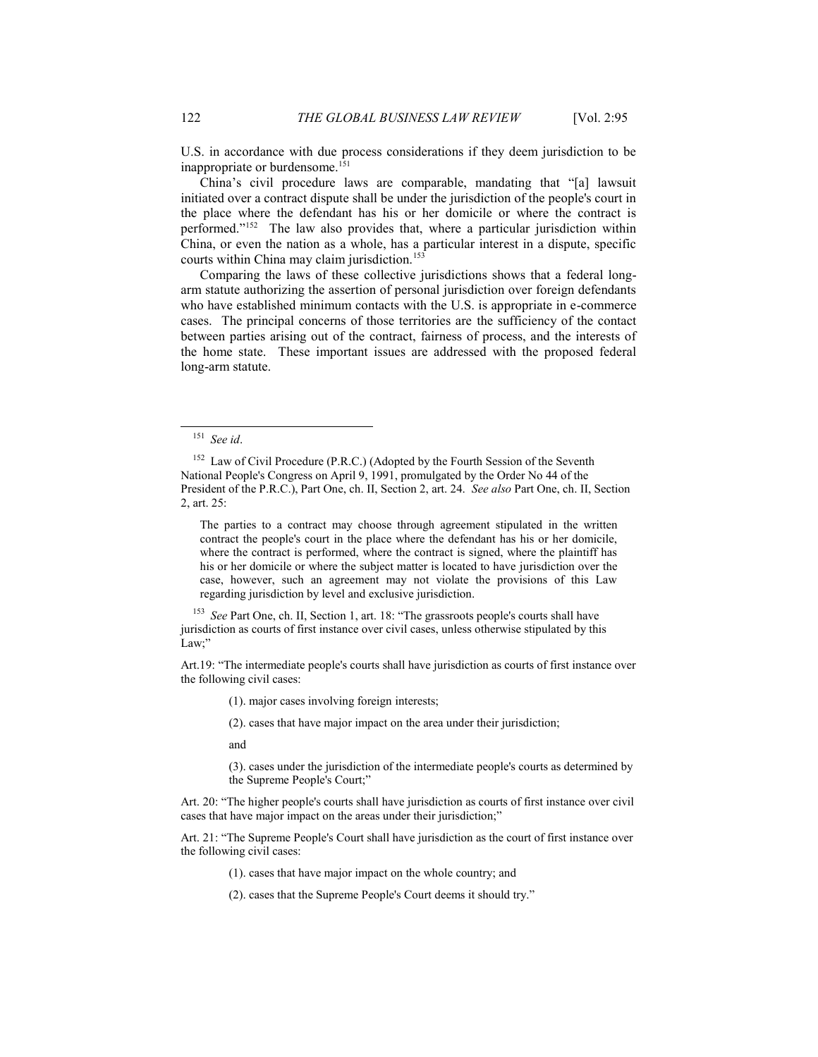U.S. in accordance with due process considerations if they deem jurisdiction to be inappropriate or burdensome.[151]

China's civil procedure laws are comparable, mandating that "[a] lawsuit initiated over a contract dispute shall be under the jurisdiction of the people's court in the place where the defendant has his or her domicile or where the contract is performed."[152] The law also provides that, where a particular jurisdiction within China, or even the nation as a whole, has a particular interest in a dispute, specific courts within China may claim jurisdiction.[153]

Comparing the laws of these collective jurisdictions shows that a federal long-arm statute authorizing the assertion of personal jurisdiction over foreign defendants who have established minimum contacts with the U.S. is appropriate in e-commerce cases. The principal concerns of those territories are the sufficiency of the contact between parties arising out of the contract, fairness of process, and the interests of the home state. These important issues are addressed with the proposed federal long-arm statute.

---

[151] *See id*.

[152] Law of Civil Procedure (P.R.C.) (Adopted by the Fourth Session of the Seventh National People's Congress on April 9, 1991, promulgated by the Order No 44 of the President of the P.R.C.), Part One, ch. II, Section 2, art. 24. *See also* Part One, ch. II, Section 2, art. 25:

> The parties to a contract may choose through agreement stipulated in the written contract the people's court in the place where the defendant has his or her domicile, where the contract is performed, where the contract is signed, where the plaintiff has his or her domicile or where the subject matter is located to have jurisdiction over the case, however, such an agreement may not violate the provisions of this Law regarding jurisdiction by level and exclusive jurisdiction.

[153] *See* Part One, ch. II, Section 1, art. 18: "The grassroots people's courts shall have jurisdiction as courts of first instance over civil cases, unless otherwise stipulated by this Law;"

Art.19: "The intermediate people's courts shall have jurisdiction as courts of first instance over the following civil cases:

> (1). major cases involving foreign interests;
>
> (2). cases that have major impact on the area under their jurisdiction;
>
> and
>
> (3). cases under the jurisdiction of the intermediate people's courts as determined by the Supreme People's Court;"

Art. 20: "The higher people's courts shall have jurisdiction as courts of first instance over civil cases that have major impact on the areas under their jurisdiction;"

Art. 21: "The Supreme People's Court shall have jurisdiction as the court of first instance over the following civil cases:

> (1). cases that have major impact on the whole country; and
>
> (2). cases that the Supreme People's Court deems it should try."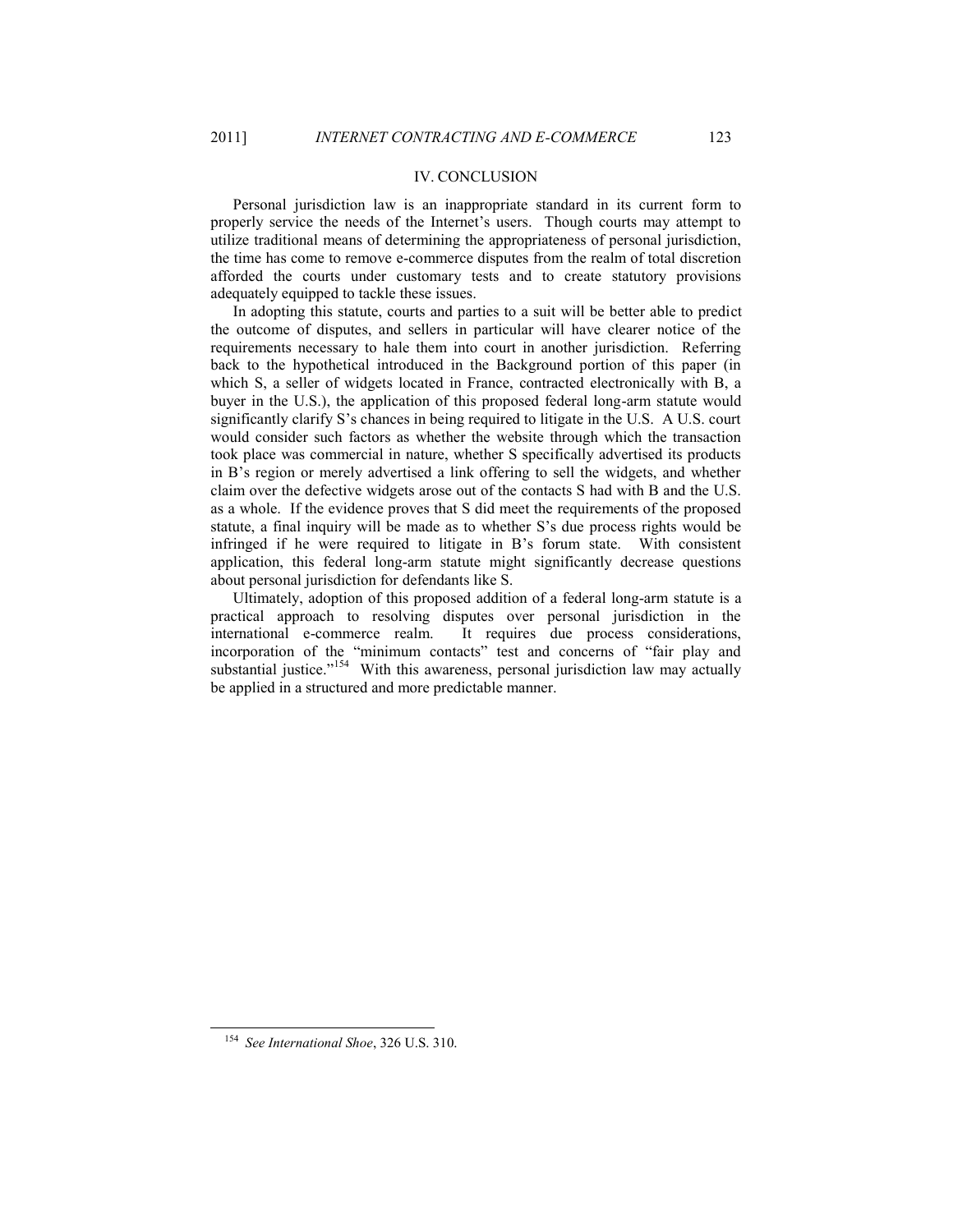## IV. CONCLUSION

Personal jurisdiction law is an inappropriate standard in its current form to properly service the needs of the Internet's users. Though courts may attempt to utilize traditional means of determining the appropriateness of personal jurisdiction, the time has come to remove e-commerce disputes from the realm of total discretion afforded the courts under customary tests and to create statutory provisions adequately equipped to tackle these issues.

In adopting this statute, courts and parties to a suit will be better able to predict the outcome of disputes, and sellers in particular will have clearer notice of the requirements necessary to hale them into court in another jurisdiction. Referring back to the hypothetical introduced in the Background portion of this paper (in which S, a seller of widgets located in France, contracted electronically with B, a buyer in the U.S.), the application of this proposed federal long-arm statute would significantly clarify S's chances in being required to litigate in the U.S. A U.S. court would consider such factors as whether the website through which the transaction took place was commercial in nature, whether S specifically advertised its products in B's region or merely advertised a link offering to sell the widgets, and whether claim over the defective widgets arose out of the contacts S had with B and the U.S. as a whole. If the evidence proves that S did meet the requirements of the proposed statute, a final inquiry will be made as to whether S's due process rights would be infringed if he were required to litigate in B's forum state. With consistent application, this federal long-arm statute might significantly decrease questions about personal jurisdiction for defendants like S.

Ultimately, adoption of this proposed addition of a federal long-arm statute is a practical approach to resolving disputes over personal jurisdiction in the international e-commerce realm. It requires due process considerations, incorporation of the "minimum contacts" test and concerns of "fair play and substantial justice."[154] With this awareness, personal jurisdiction law may actually be applied in a structured and more predictable manner.

---

[154] *See International Shoe*, 326 U.S. 310.